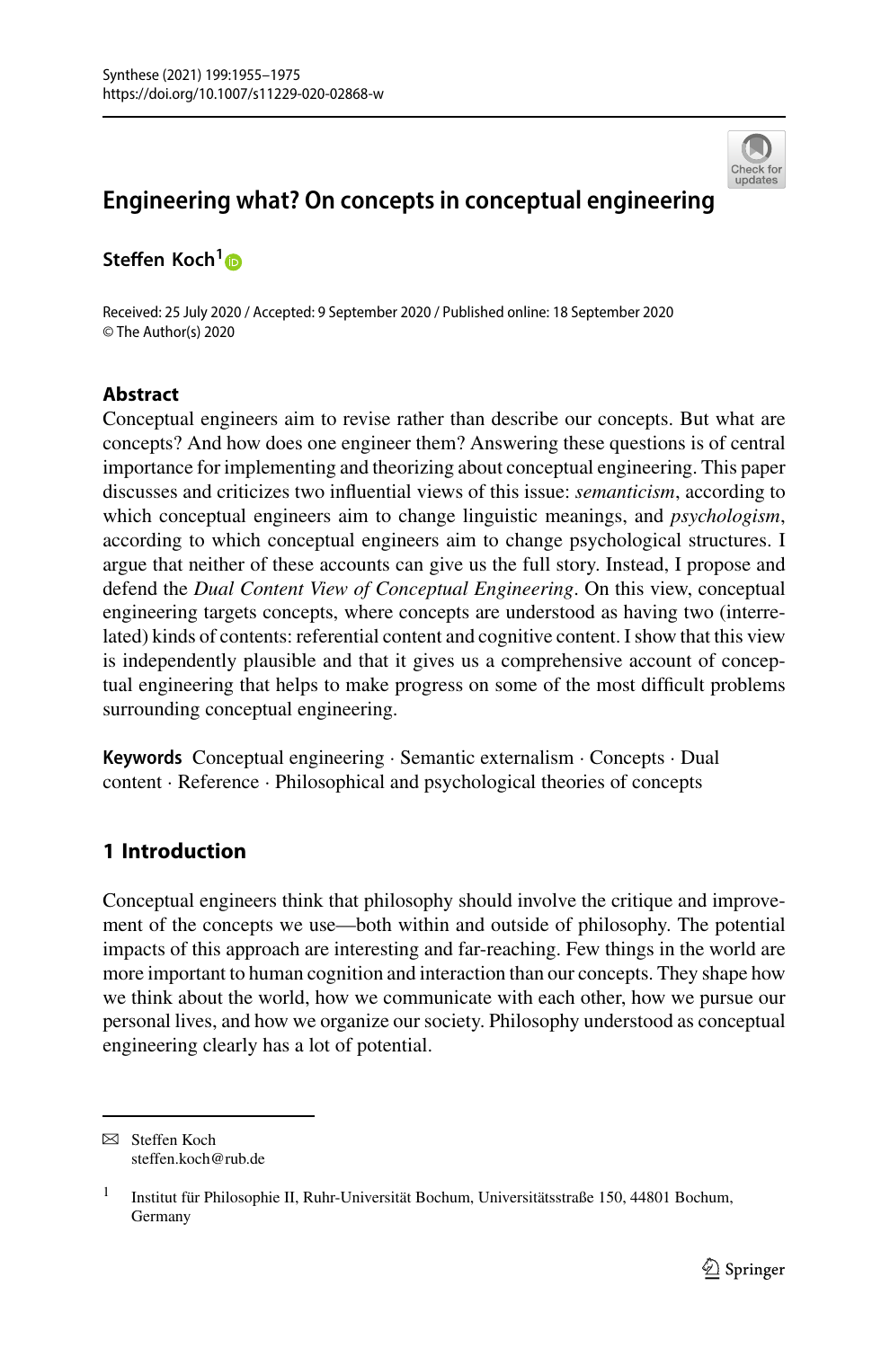# Engineering what? On concepts in conceptual engineering

**Steffen Koch**[1]

Received: 25 July 2020 / Accepted: 9 September 2020 / Published online: 18 September 2020
© The Author(s) 2020

## Abstract

Conceptual engineers aim to revise rather than describe our concepts. But what are concepts? And how does one engineer them? Answering these questions is of central importance for implementing and theorizing about conceptual engineering. This paper discusses and criticizes two influential views of this issue: *semanticism*, according to which conceptual engineers aim to change linguistic meanings, and *psychologism*, according to which conceptual engineers aim to change psychological structures. I argue that neither of these accounts can give us the full story. Instead, I propose and defend the *Dual Content View of Conceptual Engineering*. On this view, conceptual engineering targets concepts, where concepts are understood as having two (interrelated) kinds of contents: referential content and cognitive content. I show that this view is independently plausible and that it gives us a comprehensive account of conceptual engineering that helps to make progress on some of the most difficult problems surrounding conceptual engineering.

**Keywords** Conceptual engineering · Semantic externalism · Concepts · Dual content · Reference · Philosophical and psychological theories of concepts

## 1 Introduction

Conceptual engineers think that philosophy should involve the critique and improvement of the concepts we use—both within and outside of philosophy. The potential impacts of this approach are interesting and far-reaching. Few things in the world are more important to human cognition and interaction than our concepts. They shape how we think about the world, how we communicate with each other, how we pursue our personal lives, and how we organize our society. Philosophy understood as conceptual engineering clearly has a lot of potential.

---

✉ Steffen Koch
steffen.koch@rub.de

[1] Institut für Philosophie II, Ruhr-Universität Bochum, Universitätsstraße 150, 44801 Bochum, Germany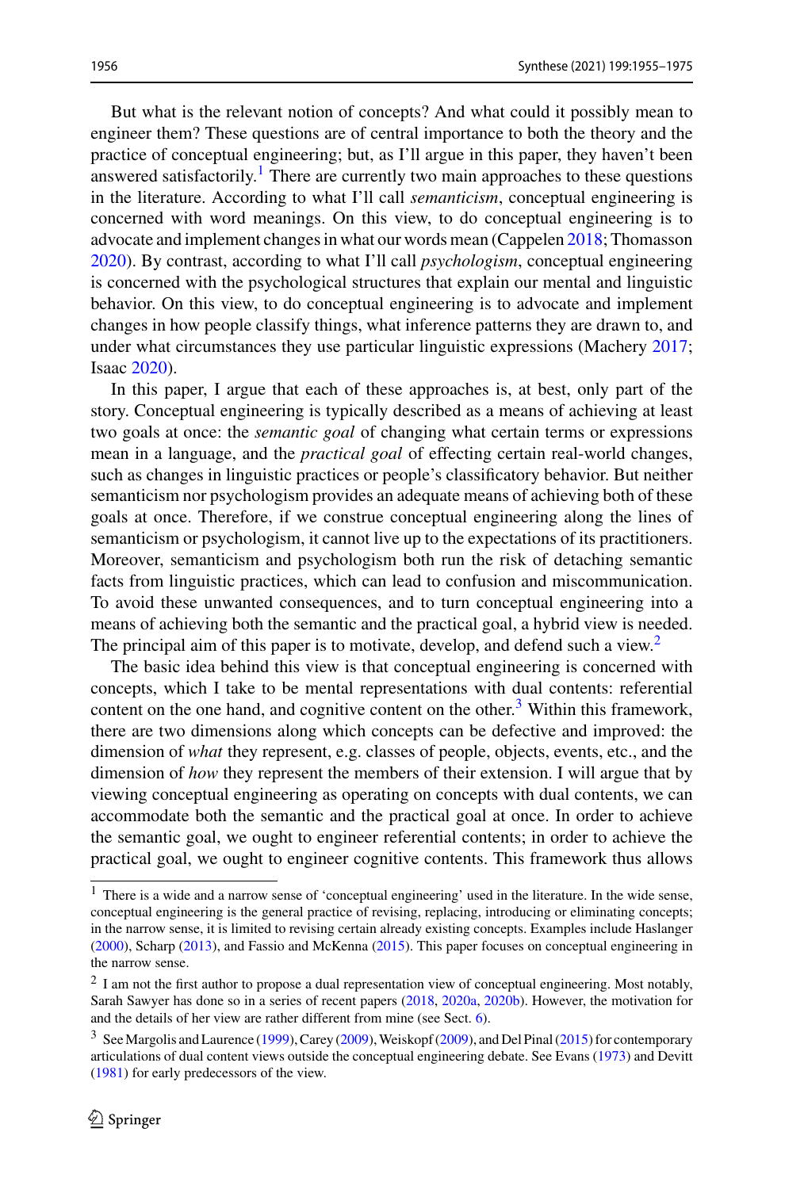But what is the relevant notion of concepts? And what could it possibly mean to engineer them? These questions are of central importance to both the theory and the practice of conceptual engineering; but, as I'll argue in this paper, they haven't been answered satisfactorily.[1] There are currently two main approaches to these questions in the literature. According to what I'll call *semanticism*, conceptual engineering is concerned with word meanings. On this view, to do conceptual engineering is to advocate and implement changes in what our words mean (Cappelen 2018; Thomasson 2020). By contrast, according to what I'll call *psychologism*, conceptual engineering is concerned with the psychological structures that explain our mental and linguistic behavior. On this view, to do conceptual engineering is to advocate and implement changes in how people classify things, what inference patterns they are drawn to, and under what circumstances they use particular linguistic expressions (Machery 2017; Isaac 2020).

In this paper, I argue that each of these approaches is, at best, only part of the story. Conceptual engineering is typically described as a means of achieving at least two goals at once: the *semantic goal* of changing what certain terms or expressions mean in a language, and the *practical goal* of effecting certain real-world changes, such as changes in linguistic practices or people's classificatory behavior. But neither semanticism nor psychologism provides an adequate means of achieving both of these goals at once. Therefore, if we construe conceptual engineering along the lines of semanticism or psychologism, it cannot live up to the expectations of its practitioners. Moreover, semanticism and psychologism both run the risk of detaching semantic facts from linguistic practices, which can lead to confusion and miscommunication. To avoid these unwanted consequences, and to turn conceptual engineering into a means of achieving both the semantic and the practical goal, a hybrid view is needed. The principal aim of this paper is to motivate, develop, and defend such a view.[2]

The basic idea behind this view is that conceptual engineering is concerned with concepts, which I take to be mental representations with dual contents: referential content on the one hand, and cognitive content on the other.[3] Within this framework, there are two dimensions along which concepts can be defective and improved: the dimension of *what* they represent, e.g. classes of people, objects, events, etc., and the dimension of *how* they represent the members of their extension. I will argue that by viewing conceptual engineering as operating on concepts with dual contents, we can accommodate both the semantic and the practical goal at once. In order to achieve the semantic goal, we ought to engineer referential contents; in order to achieve the practical goal, we ought to engineer cognitive contents. This framework thus allows

[1] There is a wide and a narrow sense of 'conceptual engineering' used in the literature. In the wide sense, conceptual engineering is the general practice of revising, replacing, introducing or eliminating concepts; in the narrow sense, it is limited to revising certain already existing concepts. Examples include Haslanger (2000), Scharp (2013), and Fassio and McKenna (2015). This paper focuses on conceptual engineering in the narrow sense.

[2] I am not the first author to propose a dual representation view of conceptual engineering. Most notably, Sarah Sawyer has done so in a series of recent papers (2018, 2020a, 2020b). However, the motivation for and the details of her view are rather different from mine (see Sect. 6).

[3] See Margolis and Laurence (1999), Carey (2009), Weiskopf (2009), and Del Pinal (2015) for contemporary articulations of dual content views outside the conceptual engineering debate. See Evans (1973) and Devitt (1981) for early predecessors of the view.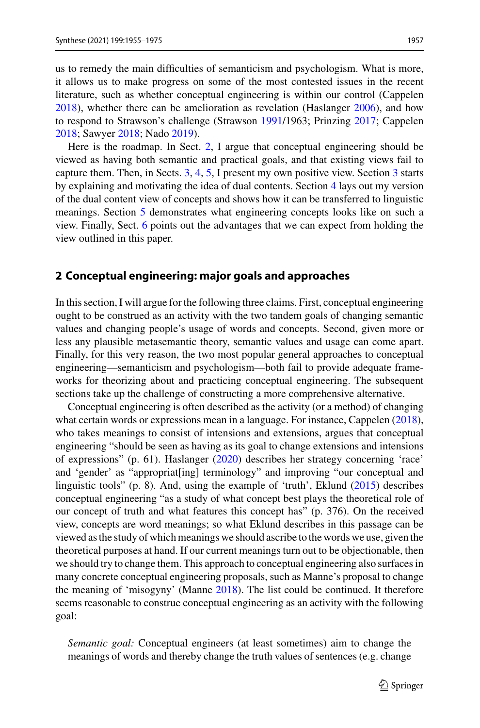us to remedy the main difficulties of semanticism and psychologism. What is more, it allows us to make progress on some of the most contested issues in the recent literature, such as whether conceptual engineering is within our control (Cappelen 2018), whether there can be amelioration as revelation (Haslanger 2006), and how to respond to Strawson's challenge (Strawson 1991/1963; Prinzing 2017; Cappelen 2018; Sawyer 2018; Nado 2019).

Here is the roadmap. In Sect. 2, I argue that conceptual engineering should be viewed as having both semantic and practical goals, and that existing views fail to capture them. Then, in Sects. 3, 4, 5, I present my own positive view. Section 3 starts by explaining and motivating the idea of dual contents. Section 4 lays out my version of the dual content view of concepts and shows how it can be transferred to linguistic meanings. Section 5 demonstrates what engineering concepts looks like on such a view. Finally, Sect. 6 points out the advantages that we can expect from holding the view outlined in this paper.

## 2 Conceptual engineering: major goals and approaches

In this section, I will argue for the following three claims. First, conceptual engineering ought to be construed as an activity with the two tandem goals of changing semantic values and changing people's usage of words and concepts. Second, given more or less any plausible metasemantic theory, semantic values and usage can come apart. Finally, for this very reason, the two most popular general approaches to conceptual engineering—semanticism and psychologism—both fail to provide adequate frameworks for theorizing about and practicing conceptual engineering. The subsequent sections take up the challenge of constructing a more comprehensive alternative.

Conceptual engineering is often described as the activity (or a method) of changing what certain words or expressions mean in a language. For instance, Cappelen (2018), who takes meanings to consist of intensions and extensions, argues that conceptual engineering "should be seen as having as its goal to change extensions and intensions of expressions" (p. 61). Haslanger (2020) describes her strategy concerning 'race' and 'gender' as "appropriat[ing] terminology" and improving "our conceptual and linguistic tools" (p. 8). And, using the example of 'truth', Eklund (2015) describes conceptual engineering "as a study of what concept best plays the theoretical role of our concept of truth and what features this concept has" (p. 376). On the received view, concepts are word meanings; so what Eklund describes in this passage can be viewed as the study of which meanings we should ascribe to the words we use, given the theoretical purposes at hand. If our current meanings turn out to be objectionable, then we should try to change them. This approach to conceptual engineering also surfaces in many concrete conceptual engineering proposals, such as Manne's proposal to change the meaning of 'misogyny' (Manne 2018). The list could be continued. It therefore seems reasonable to construe conceptual engineering as an activity with the following goal:

> *Semantic goal:* Conceptual engineers (at least sometimes) aim to change the meanings of words and thereby change the truth values of sentences (e.g. change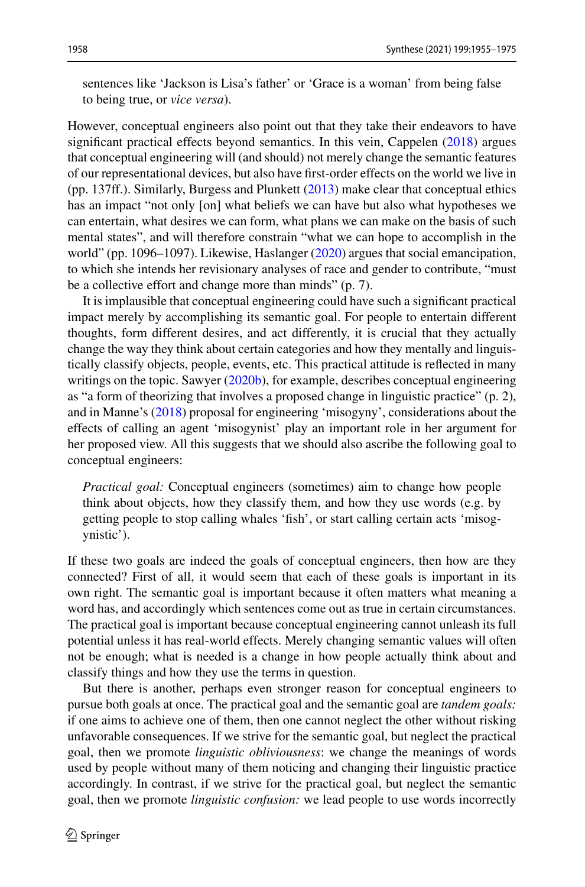sentences like 'Jackson is Lisa's father' or 'Grace is a woman' from being false to being true, or *vice versa*).

However, conceptual engineers also point out that they take their endeavors to have significant practical effects beyond semantics. In this vein, Cappelen (2018) argues that conceptual engineering will (and should) not merely change the semantic features of our representational devices, but also have first-order effects on the world we live in (pp. 137ff.). Similarly, Burgess and Plunkett (2013) make clear that conceptual ethics has an impact "not only [on] what beliefs we can have but also what hypotheses we can entertain, what desires we can form, what plans we can make on the basis of such mental states", and will therefore constrain "what we can hope to accomplish in the world" (pp. 1096–1097). Likewise, Haslanger (2020) argues that social emancipation, to which she intends her revisionary analyses of race and gender to contribute, "must be a collective effort and change more than minds" (p. 7).

It is implausible that conceptual engineering could have such a significant practical impact merely by accomplishing its semantic goal. For people to entertain different thoughts, form different desires, and act differently, it is crucial that they actually change the way they think about certain categories and how they mentally and linguistically classify objects, people, events, etc. This practical attitude is reflected in many writings on the topic. Sawyer (2020b), for example, describes conceptual engineering as "a form of theorizing that involves a proposed change in linguistic practice" (p. 2), and in Manne's (2018) proposal for engineering 'misogyny', considerations about the effects of calling an agent 'misogynist' play an important role in her argument for her proposed view. All this suggests that we should also ascribe the following goal to conceptual engineers:

> *Practical goal:* Conceptual engineers (sometimes) aim to change how people think about objects, how they classify them, and how they use words (e.g. by getting people to stop calling whales 'fish', or start calling certain acts 'misogynistic').

If these two goals are indeed the goals of conceptual engineers, then how are they connected? First of all, it would seem that each of these goals is important in its own right. The semantic goal is important because it often matters what meaning a word has, and accordingly which sentences come out as true in certain circumstances. The practical goal is important because conceptual engineering cannot unleash its full potential unless it has real-world effects. Merely changing semantic values will often not be enough; what is needed is a change in how people actually think about and classify things and how they use the terms in question.

But there is another, perhaps even stronger reason for conceptual engineers to pursue both goals at once. The practical goal and the semantic goal are *tandem goals:* if one aims to achieve one of them, then one cannot neglect the other without risking unfavorable consequences. If we strive for the semantic goal, but neglect the practical goal, then we promote *linguistic obliviousness*: we change the meanings of words used by people without many of them noticing and changing their linguistic practice accordingly. In contrast, if we strive for the practical goal, but neglect the semantic goal, then we promote *linguistic confusion:* we lead people to use words incorrectly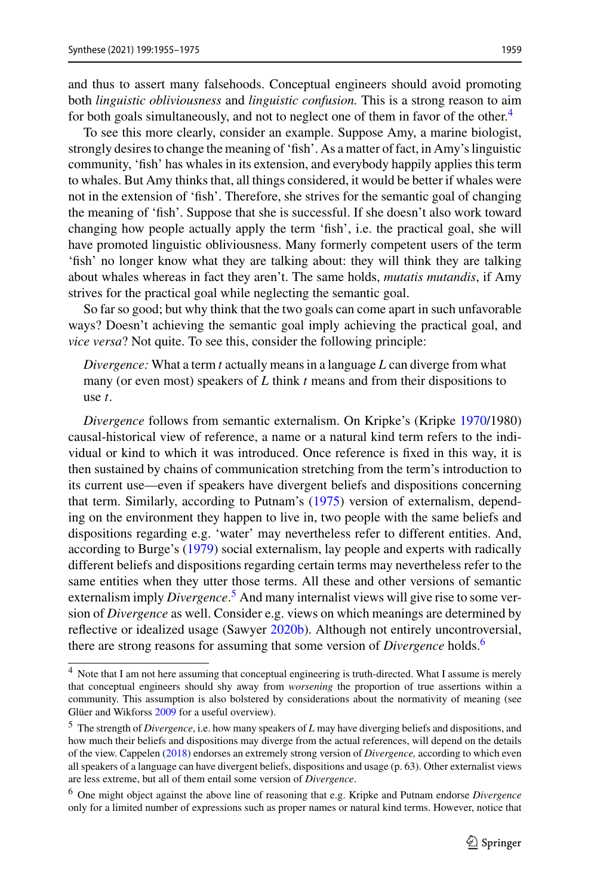and thus to assert many falsehoods. Conceptual engineers should avoid promoting both *linguistic obliviousness* and *linguistic confusion.* This is a strong reason to aim for both goals simultaneously, and not to neglect one of them in favor of the other.[4]

To see this more clearly, consider an example. Suppose Amy, a marine biologist, strongly desires to change the meaning of 'fish'. As a matter of fact, in Amy's linguistic community, 'fish' has whales in its extension, and everybody happily applies this term to whales. But Amy thinks that, all things considered, it would be better if whales were not in the extension of 'fish'. Therefore, she strives for the semantic goal of changing the meaning of 'fish'. Suppose that she is successful. If she doesn't also work toward changing how people actually apply the term 'fish', i.e. the practical goal, she will have promoted linguistic obliviousness. Many formerly competent users of the term 'fish' no longer know what they are talking about: they will think they are talking about whales whereas in fact they aren't. The same holds, *mutatis mutandis*, if Amy strives for the practical goal while neglecting the semantic goal.

So far so good; but why think that the two goals can come apart in such unfavorable ways? Doesn't achieving the semantic goal imply achieving the practical goal, and *vice versa*? Not quite. To see this, consider the following principle:

> *Divergence:* What a term $t$ actually means in a language $L$ can diverge from what many (or even most) speakers of $L$ think $t$ means and from their dispositions to use $t$.

*Divergence* follows from semantic externalism. On Kripke's (Kripke 1970/1980) causal-historical view of reference, a name or a natural kind term refers to the individual or kind to which it was introduced. Once reference is fixed in this way, it is then sustained by chains of communication stretching from the term's introduction to its current use—even if speakers have divergent beliefs and dispositions concerning that term. Similarly, according to Putnam's (1975) version of externalism, depending on the environment they happen to live in, two people with the same beliefs and dispositions regarding e.g. 'water' may nevertheless refer to different entities. And, according to Burge's (1979) social externalism, lay people and experts with radically different beliefs and dispositions regarding certain terms may nevertheless refer to the same entities when they utter those terms. All these and other versions of semantic externalism imply *Divergence*.[5] And many internalist views will give rise to some version of *Divergence* as well. Consider e.g. views on which meanings are determined by reflective or idealized usage (Sawyer 2020b). Although not entirely uncontroversial, there are strong reasons for assuming that some version of *Divergence* holds.[6]

---

[4] Note that I am not here assuming that conceptual engineering is truth-directed. What I assume is merely that conceptual engineers should shy away from *worsening* the proportion of true assertions within a community. This assumption is also bolstered by considerations about the normativity of meaning (see Glüer and Wikforss 2009 for a useful overview).

[5] The strength of *Divergence*, i.e. how many speakers of $L$ may have diverging beliefs and dispositions, and how much their beliefs and dispositions may diverge from the actual references, will depend on the details of the view. Cappelen (2018) endorses an extremely strong version of *Divergence,* according to which even all speakers of a language can have divergent beliefs, dispositions and usage (p. 63). Other externalist views are less extreme, but all of them entail some version of *Divergence*.

[6] One might object against the above line of reasoning that e.g. Kripke and Putnam endorse *Divergence* only for a limited number of expressions such as proper names or natural kind terms. However, notice that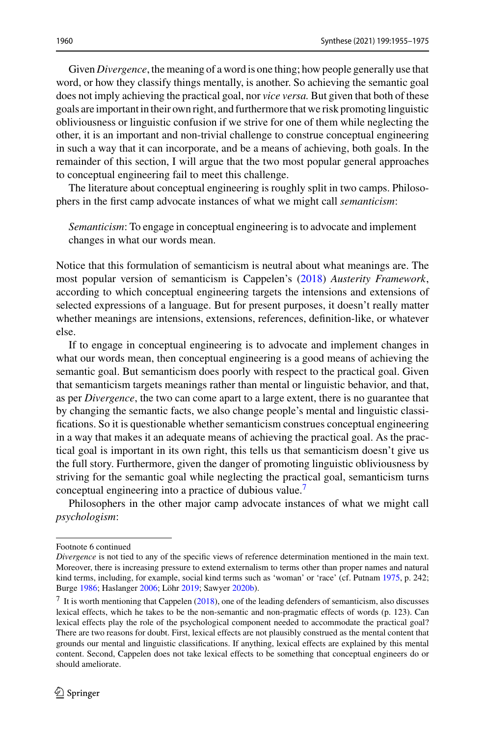Given *Divergence*, the meaning of a word is one thing; how people generally use that word, or how they classify things mentally, is another. So achieving the semantic goal does not imply achieving the practical goal, nor *vice versa.* But given that both of these goals are important in their own right, and furthermore that we risk promoting linguistic obliviousness or linguistic confusion if we strive for one of them while neglecting the other, it is an important and non-trivial challenge to construe conceptual engineering in such a way that it can incorporate, and be a means of achieving, both goals. In the remainder of this section, I will argue that the two most popular general approaches to conceptual engineering fail to meet this challenge.

The literature about conceptual engineering is roughly split in two camps. Philosophers in the first camp advocate instances of what we might call *semanticism*:

> *Semanticism*: To engage in conceptual engineering is to advocate and implement changes in what our words mean.

Notice that this formulation of semanticism is neutral about what meanings are. The most popular version of semanticism is Cappelen's (2018) *Austerity Framework*, according to which conceptual engineering targets the intensions and extensions of selected expressions of a language. But for present purposes, it doesn't really matter whether meanings are intensions, extensions, references, definition-like, or whatever else.

If to engage in conceptual engineering is to advocate and implement changes in what our words mean, then conceptual engineering is a good means of achieving the semantic goal. But semanticism does poorly with respect to the practical goal. Given that semanticism targets meanings rather than mental or linguistic behavior, and that, as per *Divergence*, the two can come apart to a large extent, there is no guarantee that by changing the semantic facts, we also change people's mental and linguistic classifications. So it is questionable whether semanticism construes conceptual engineering in a way that makes it an adequate means of achieving the practical goal. As the practical goal is important in its own right, this tells us that semanticism doesn't give us the full story. Furthermore, given the danger of promoting linguistic obliviousness by striving for the semantic goal while neglecting the practical goal, semanticism turns conceptual engineering into a practice of dubious value.[7]

Philosophers in the other major camp advocate instances of what we might call *psychologism*:

---

Footnote 6 continued

*Divergence* is not tied to any of the specific views of reference determination mentioned in the main text. Moreover, there is increasing pressure to extend externalism to terms other than proper names and natural kind terms, including, for example, social kind terms such as 'woman' or 'race' (cf. Putnam 1975, p. 242; Burge 1986; Haslanger 2006; Löhr 2019; Sawyer 2020b).

[7] It is worth mentioning that Cappelen (2018), one of the leading defenders of semanticism, also discusses lexical effects, which he takes to be the non-semantic and non-pragmatic effects of words (p. 123). Can lexical effects play the role of the psychological component needed to accommodate the practical goal? There are two reasons for doubt. First, lexical effects are not plausibly construed as the mental content that grounds our mental and linguistic classifications. If anything, lexical effects are explained by this mental content. Second, Cappelen does not take lexical effects to be something that conceptual engineers do or should ameliorate.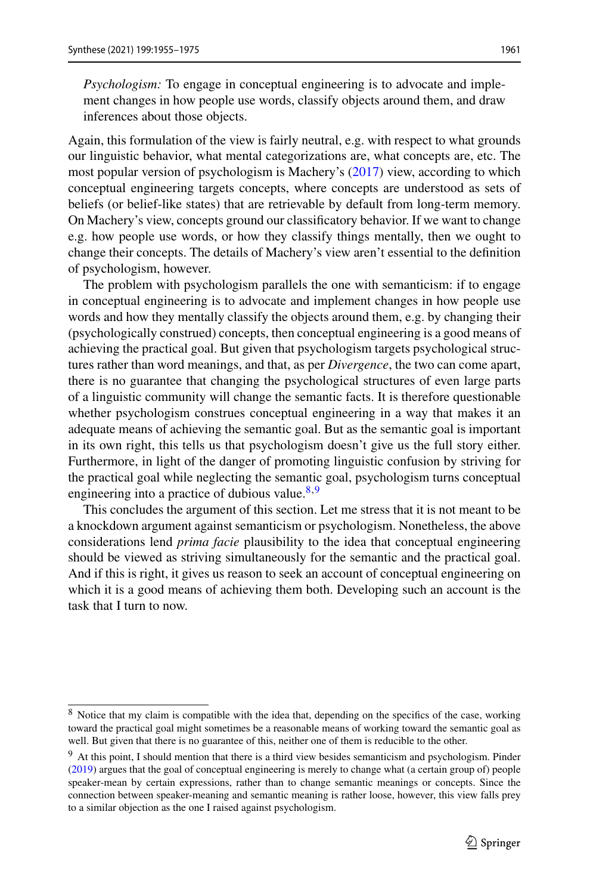*Psychologism:* To engage in conceptual engineering is to advocate and implement changes in how people use words, classify objects around them, and draw inferences about those objects.

Again, this formulation of the view is fairly neutral, e.g. with respect to what grounds our linguistic behavior, what mental categorizations are, what concepts are, etc. The most popular version of psychologism is Machery's (2017) view, according to which conceptual engineering targets concepts, where concepts are understood as sets of beliefs (or belief-like states) that are retrievable by default from long-term memory. On Machery's view, concepts ground our classificatory behavior. If we want to change e.g. how people use words, or how they classify things mentally, then we ought to change their concepts. The details of Machery's view aren't essential to the definition of psychologism, however.

The problem with psychologism parallels the one with semanticism: if to engage in conceptual engineering is to advocate and implement changes in how people use words and how they mentally classify the objects around them, e.g. by changing their (psychologically construed) concepts, then conceptual engineering is a good means of achieving the practical goal. But given that psychologism targets psychological structures rather than word meanings, and that, as per *Divergence*, the two can come apart, there is no guarantee that changing the psychological structures of even large parts of a linguistic community will change the semantic facts. It is therefore questionable whether psychologism construes conceptual engineering in a way that makes it an adequate means of achieving the semantic goal. But as the semantic goal is important in its own right, this tells us that psychologism doesn't give us the full story either. Furthermore, in light of the danger of promoting linguistic confusion by striving for the practical goal while neglecting the semantic goal, psychologism turns conceptual engineering into a practice of dubious value.[8,9]

This concludes the argument of this section. Let me stress that it is not meant to be a knockdown argument against semanticism or psychologism. Nonetheless, the above considerations lend *prima facie* plausibility to the idea that conceptual engineering should be viewed as striving simultaneously for the semantic and the practical goal. And if this is right, it gives us reason to seek an account of conceptual engineering on which it is a good means of achieving them both. Developing such an account is the task that I turn to now.

---

[8] Notice that my claim is compatible with the idea that, depending on the specifics of the case, working toward the practical goal might sometimes be a reasonable means of working toward the semantic goal as well. But given that there is no guarantee of this, neither one of them is reducible to the other.

[9] At this point, I should mention that there is a third view besides semanticism and psychologism. Pinder (2019) argues that the goal of conceptual engineering is merely to change what (a certain group of) people speaker-mean by certain expressions, rather than to change semantic meanings or concepts. Since the connection between speaker-meaning and semantic meaning is rather loose, however, this view falls prey to a similar objection as the one I raised against psychologism.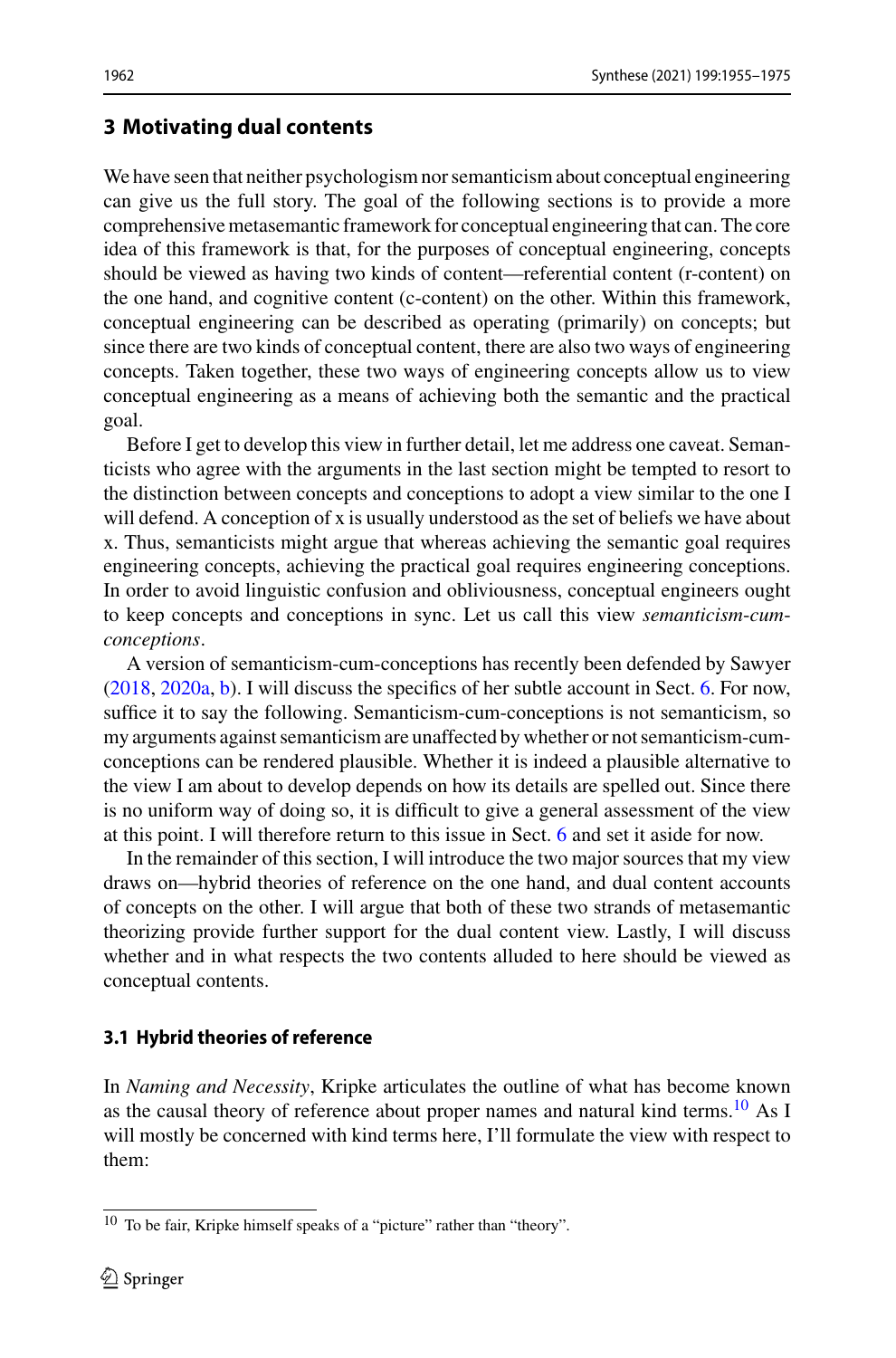## 3 Motivating dual contents

We have seen that neither psychologism nor semanticism about conceptual engineering can give us the full story. The goal of the following sections is to provide a more comprehensive metasemantic framework for conceptual engineering that can. The core idea of this framework is that, for the purposes of conceptual engineering, concepts should be viewed as having two kinds of content—referential content (r-content) on the one hand, and cognitive content (c-content) on the other. Within this framework, conceptual engineering can be described as operating (primarily) on concepts; but since there are two kinds of conceptual content, there are also two ways of engineering concepts. Taken together, these two ways of engineering concepts allow us to view conceptual engineering as a means of achieving both the semantic and the practical goal.

Before I get to develop this view in further detail, let me address one caveat. Semanticists who agree with the arguments in the last section might be tempted to resort to the distinction between concepts and conceptions to adopt a view similar to the one I will defend. A conception of x is usually understood as the set of beliefs we have about x. Thus, semanticists might argue that whereas achieving the semantic goal requires engineering concepts, achieving the practical goal requires engineering conceptions. In order to avoid linguistic confusion and obliviousness, conceptual engineers ought to keep concepts and conceptions in sync. Let us call this view *semanticism-cum-conceptions*.

A version of semanticism-cum-conceptions has recently been defended by Sawyer (2018, 2020a, b). I will discuss the specifics of her subtle account in Sect. 6. For now, suffice it to say the following. Semanticism-cum-conceptions is not semanticism, so my arguments against semanticism are unaffected by whether or not semanticism-cum-conceptions can be rendered plausible. Whether it is indeed a plausible alternative to the view I am about to develop depends on how its details are spelled out. Since there is no uniform way of doing so, it is difficult to give a general assessment of the view at this point. I will therefore return to this issue in Sect. 6 and set it aside for now.

In the remainder of this section, I will introduce the two major sources that my view draws on—hybrid theories of reference on the one hand, and dual content accounts of concepts on the other. I will argue that both of these two strands of metasemantic theorizing provide further support for the dual content view. Lastly, I will discuss whether and in what respects the two contents alluded to here should be viewed as conceptual contents.

### 3.1 Hybrid theories of reference

In *Naming and Necessity*, Kripke articulates the outline of what has become known as the causal theory of reference about proper names and natural kind terms.[10] As I will mostly be concerned with kind terms here, I'll formulate the view with respect to them:

[10] To be fair, Kripke himself speaks of a "picture" rather than "theory".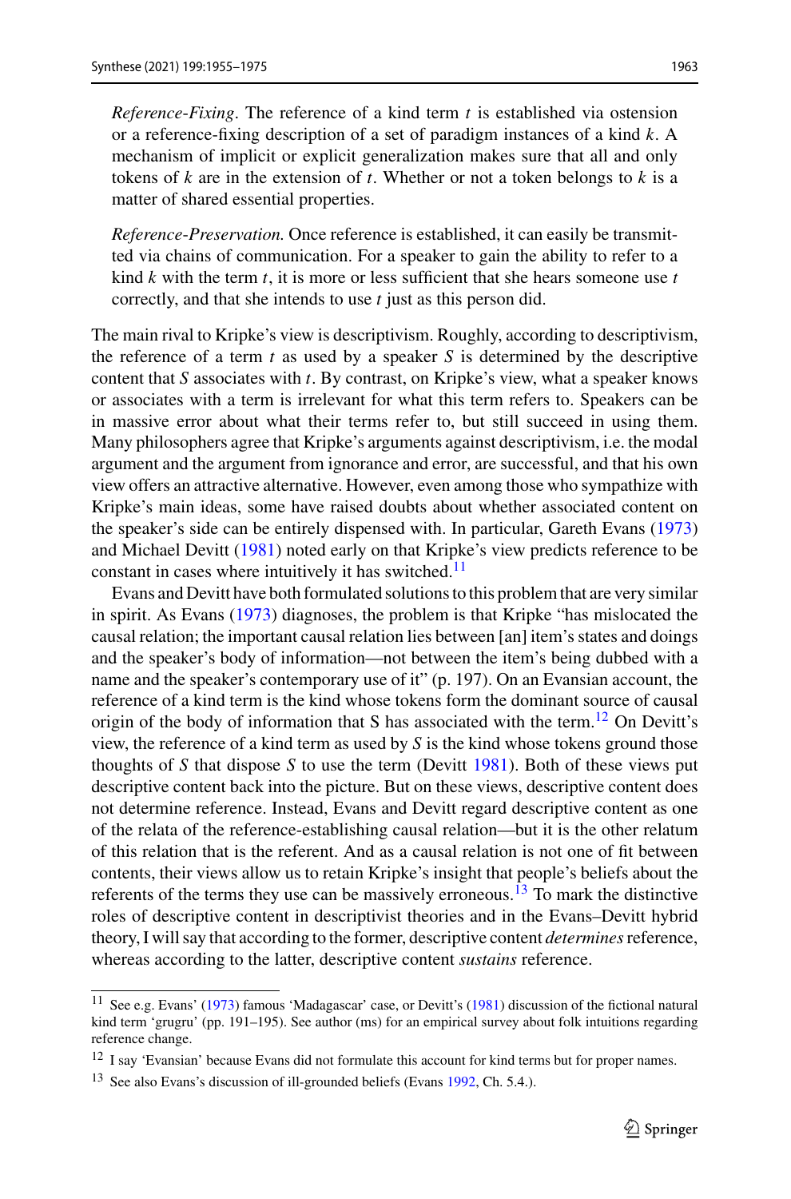*Reference-Fixing*. The reference of a kind term $t$ is established via ostension or a reference-fixing description of a set of paradigm instances of a kind $k$. A mechanism of implicit or explicit generalization makes sure that all and only tokens of $k$ are in the extension of $t$. Whether or not a token belongs to $k$ is a matter of shared essential properties.

*Reference-Preservation.* Once reference is established, it can easily be transmitted via chains of communication. For a speaker to gain the ability to refer to a kind $k$ with the term $t$, it is more or less sufficient that she hears someone use $t$ correctly, and that she intends to use $t$ just as this person did.

The main rival to Kripke's view is descriptivism. Roughly, according to descriptivism, the reference of a term $t$ as used by a speaker $S$ is determined by the descriptive content that $S$ associates with $t$. By contrast, on Kripke's view, what a speaker knows or associates with a term is irrelevant for what this term refers to. Speakers can be in massive error about what their terms refer to, but still succeed in using them. Many philosophers agree that Kripke's arguments against descriptivism, i.e. the modal argument and the argument from ignorance and error, are successful, and that his own view offers an attractive alternative. However, even among those who sympathize with Kripke's main ideas, some have raised doubts about whether associated content on the speaker's side can be entirely dispensed with. In particular, Gareth Evans (1973) and Michael Devitt (1981) noted early on that Kripke's view predicts reference to be constant in cases where intuitively it has switched.[11]

Evans and Devitt have both formulated solutions to this problem that are very similar in spirit. As Evans (1973) diagnoses, the problem is that Kripke "has mislocated the causal relation; the important causal relation lies between [an] item's states and doings and the speaker's body of information—not between the item's being dubbed with a name and the speaker's contemporary use of it" (p. 197). On an Evansian account, the reference of a kind term is the kind whose tokens form the dominant source of causal origin of the body of information that S has associated with the term.[12] On Devitt's view, the reference of a kind term as used by $S$ is the kind whose tokens ground those thoughts of $S$ that dispose $S$ to use the term (Devitt 1981). Both of these views put descriptive content back into the picture. But on these views, descriptive content does not determine reference. Instead, Evans and Devitt regard descriptive content as one of the relata of the reference-establishing causal relation—but it is the other relatum of this relation that is the referent. And as a causal relation is not one of fit between contents, their views allow us to retain Kripke's insight that people's beliefs about the referents of the terms they use can be massively erroneous.[13] To mark the distinctive roles of descriptive content in descriptivist theories and in the Evans–Devitt hybrid theory, I will say that according to the former, descriptive content *determines* reference, whereas according to the latter, descriptive content *sustains* reference.

---

[11] See e.g. Evans' (1973) famous 'Madagascar' case, or Devitt's (1981) discussion of the fictional natural kind term 'grugru' (pp. 191–195). See author (ms) for an empirical survey about folk intuitions regarding reference change.

[12] I say 'Evansian' because Evans did not formulate this account for kind terms but for proper names.

[13] See also Evans's discussion of ill-grounded beliefs (Evans 1992, Ch. 5.4.).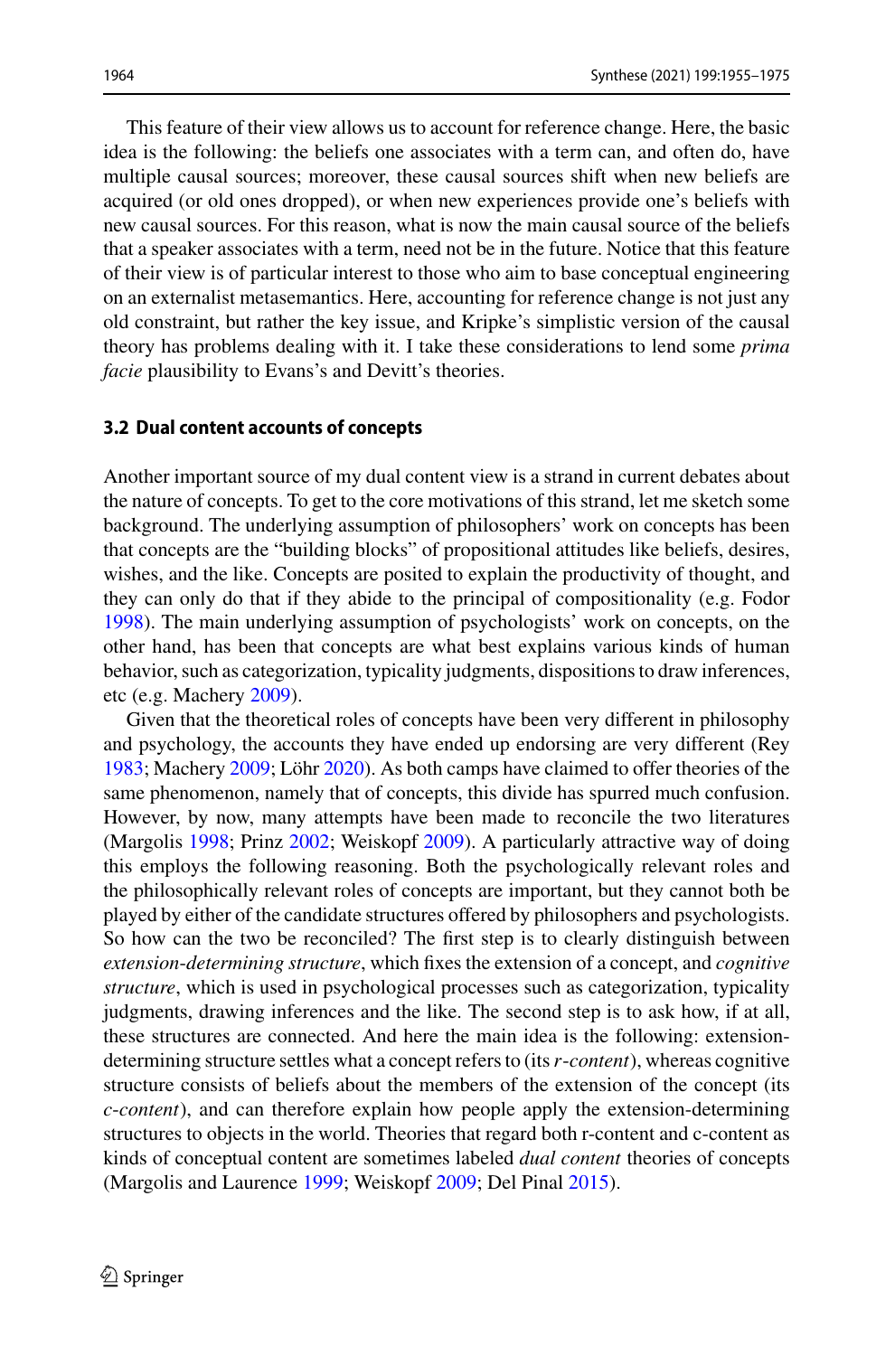This feature of their view allows us to account for reference change. Here, the basic idea is the following: the beliefs one associates with a term can, and often do, have multiple causal sources; moreover, these causal sources shift when new beliefs are acquired (or old ones dropped), or when new experiences provide one's beliefs with new causal sources. For this reason, what is now the main causal source of the beliefs that a speaker associates with a term, need not be in the future. Notice that this feature of their view is of particular interest to those who aim to base conceptual engineering on an externalist metasemantics. Here, accounting for reference change is not just any old constraint, but rather the key issue, and Kripke's simplistic version of the causal theory has problems dealing with it. I take these considerations to lend some *prima facie* plausibility to Evans's and Devitt's theories.

### 3.2 Dual content accounts of concepts

Another important source of my dual content view is a strand in current debates about the nature of concepts. To get to the core motivations of this strand, let me sketch some background. The underlying assumption of philosophers' work on concepts has been that concepts are the "building blocks" of propositional attitudes like beliefs, desires, wishes, and the like. Concepts are posited to explain the productivity of thought, and they can only do that if they abide to the principal of compositionality (e.g. Fodor 1998). The main underlying assumption of psychologists' work on concepts, on the other hand, has been that concepts are what best explains various kinds of human behavior, such as categorization, typicality judgments, dispositions to draw inferences, etc (e.g. Machery 2009).

Given that the theoretical roles of concepts have been very different in philosophy and psychology, the accounts they have ended up endorsing are very different (Rey 1983; Machery 2009; Löhr 2020). As both camps have claimed to offer theories of the same phenomenon, namely that of concepts, this divide has spurred much confusion. However, by now, many attempts have been made to reconcile the two literatures (Margolis 1998; Prinz 2002; Weiskopf 2009). A particularly attractive way of doing this employs the following reasoning. Both the psychologically relevant roles and the philosophically relevant roles of concepts are important, but they cannot both be played by either of the candidate structures offered by philosophers and psychologists. So how can the two be reconciled? The first step is to clearly distinguish between *extension-determining structure*, which fixes the extension of a concept, and *cognitive structure*, which is used in psychological processes such as categorization, typicality judgments, drawing inferences and the like. The second step is to ask how, if at all, these structures are connected. And here the main idea is the following: extension-determining structure settles what a concept refers to (its *r-content*), whereas cognitive structure consists of beliefs about the members of the extension of the concept (its *c-content*), and can therefore explain how people apply the extension-determining structures to objects in the world. Theories that regard both r-content and c-content as kinds of conceptual content are sometimes labeled *dual content* theories of concepts (Margolis and Laurence 1999; Weiskopf 2009; Del Pinal 2015).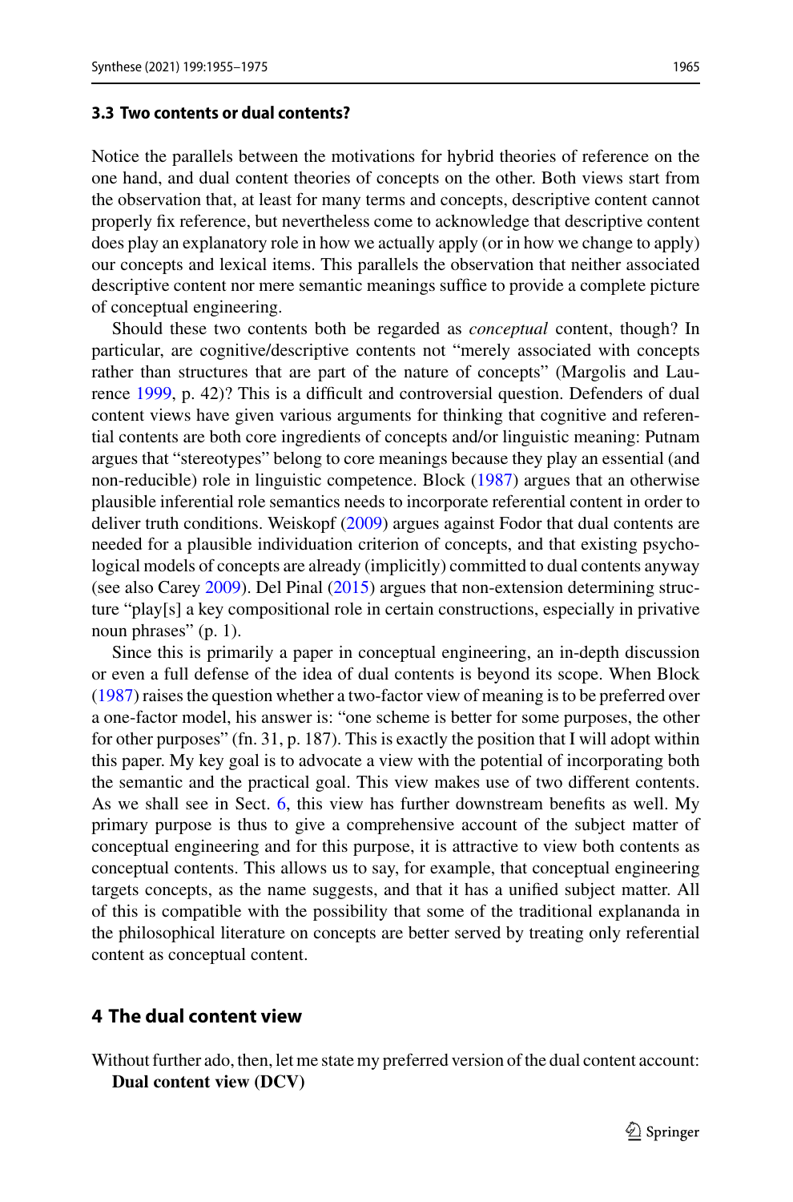### 3.3 Two contents or dual contents?

Notice the parallels between the motivations for hybrid theories of reference on the one hand, and dual content theories of concepts on the other. Both views start from the observation that, at least for many terms and concepts, descriptive content cannot properly fix reference, but nevertheless come to acknowledge that descriptive content does play an explanatory role in how we actually apply (or in how we change to apply) our concepts and lexical items. This parallels the observation that neither associated descriptive content nor mere semantic meanings suffice to provide a complete picture of conceptual engineering.

Should these two contents both be regarded as *conceptual* content, though? In particular, are cognitive/descriptive contents not "merely associated with concepts rather than structures that are part of the nature of concepts" (Margolis and Laurence 1999, p. 42)? This is a difficult and controversial question. Defenders of dual content views have given various arguments for thinking that cognitive and referential contents are both core ingredients of concepts and/or linguistic meaning: Putnam argues that "stereotypes" belong to core meanings because they play an essential (and non-reducible) role in linguistic competence. Block (1987) argues that an otherwise plausible inferential role semantics needs to incorporate referential content in order to deliver truth conditions. Weiskopf (2009) argues against Fodor that dual contents are needed for a plausible individuation criterion of concepts, and that existing psychological models of concepts are already (implicitly) committed to dual contents anyway (see also Carey 2009). Del Pinal (2015) argues that non-extension determining structure "play[s] a key compositional role in certain constructions, especially in privative noun phrases" (p. 1).

Since this is primarily a paper in conceptual engineering, an in-depth discussion or even a full defense of the idea of dual contents is beyond its scope. When Block (1987) raises the question whether a two-factor view of meaning is to be preferred over a one-factor model, his answer is: "one scheme is better for some purposes, the other for other purposes" (fn. 31, p. 187). This is exactly the position that I will adopt within this paper. My key goal is to advocate a view with the potential of incorporating both the semantic and the practical goal. This view makes use of two different contents. As we shall see in Sect. 6, this view has further downstream benefits as well. My primary purpose is thus to give a comprehensive account of the subject matter of conceptual engineering and for this purpose, it is attractive to view both contents as conceptual contents. This allows us to say, for example, that conceptual engineering targets concepts, as the name suggests, and that it has a unified subject matter. All of this is compatible with the possibility that some of the traditional explananda in the philosophical literature on concepts are better served by treating only referential content as conceptual content.

## 4 The dual content view

Without further ado, then, let me state my preferred version of the dual content account:

**Dual content view (DCV)**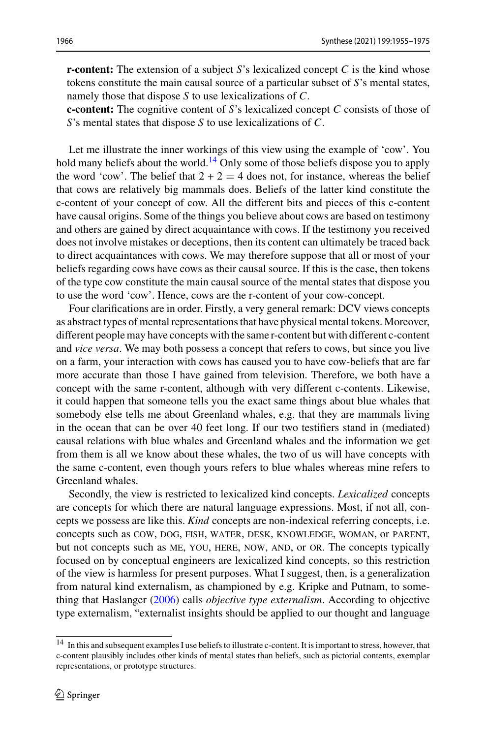**r-content:** The extension of a subject *S*'s lexicalized concept *C* is the kind whose tokens constitute the main causal source of a particular subset of *S*'s mental states, namely those that dispose *S* to use lexicalizations of *C*.

**c-content:** The cognitive content of *S*'s lexicalized concept *C* consists of those of *S*'s mental states that dispose *S* to use lexicalizations of *C*.

Let me illustrate the inner workings of this view using the example of 'cow'. You hold many beliefs about the world.[14] Only some of those beliefs dispose you to apply the word 'cow'. The belief that 2 + 2 = 4 does not, for instance, whereas the belief that cows are relatively big mammals does. Beliefs of the latter kind constitute the c-content of your concept of cow. All the different bits and pieces of this c-content have causal origins. Some of the things you believe about cows are based on testimony and others are gained by direct acquaintance with cows. If the testimony you received does not involve mistakes or deceptions, then its content can ultimately be traced back to direct acquaintances with cows. We may therefore suppose that all or most of your beliefs regarding cows have cows as their causal source. If this is the case, then tokens of the type cow constitute the main causal source of the mental states that dispose you to use the word 'cow'. Hence, cows are the r-content of your cow-concept.

Four clarifications are in order. Firstly, a very general remark: DCV views concepts as abstract types of mental representations that have physical mental tokens. Moreover, different people may have concepts with the same r-content but with different c-content and *vice versa*. We may both possess a concept that refers to cows, but since you live on a farm, your interaction with cows has caused you to have cow-beliefs that are far more accurate than those I have gained from television. Therefore, we both have a concept with the same r-content, although with very different c-contents. Likewise, it could happen that someone tells you the exact same things about blue whales that somebody else tells me about Greenland whales, e.g. that they are mammals living in the ocean that can be over 40 feet long. If our two testifiers stand in (mediated) causal relations with blue whales and Greenland whales and the information we get from them is all we know about these whales, the two of us will have concepts with the same c-content, even though yours refers to blue whales whereas mine refers to Greenland whales.

Secondly, the view is restricted to lexicalized kind concepts. *Lexicalized* concepts are concepts for which there are natural language expressions. Most, if not all, concepts we possess are like this. *Kind* concepts are non-indexical referring concepts, i.e. concepts such as COW, DOG, FISH, WATER, DESK, KNOWLEDGE, WOMAN, or PARENT, but not concepts such as ME, YOU, HERE, NOW, AND, or OR. The concepts typically focused on by conceptual engineers are lexicalized kind concepts, so this restriction of the view is harmless for present purposes. What I suggest, then, is a generalization from natural kind externalism, as championed by e.g. Kripke and Putnam, to something that Haslanger (2006) calls *objective type externalism*. According to objective type externalism, "externalist insights should be applied to our thought and language

[14] In this and subsequent examples I use beliefs to illustrate c-content. It is important to stress, however, that c-content plausibly includes other kinds of mental states than beliefs, such as pictorial contents, exemplar representations, or prototype structures.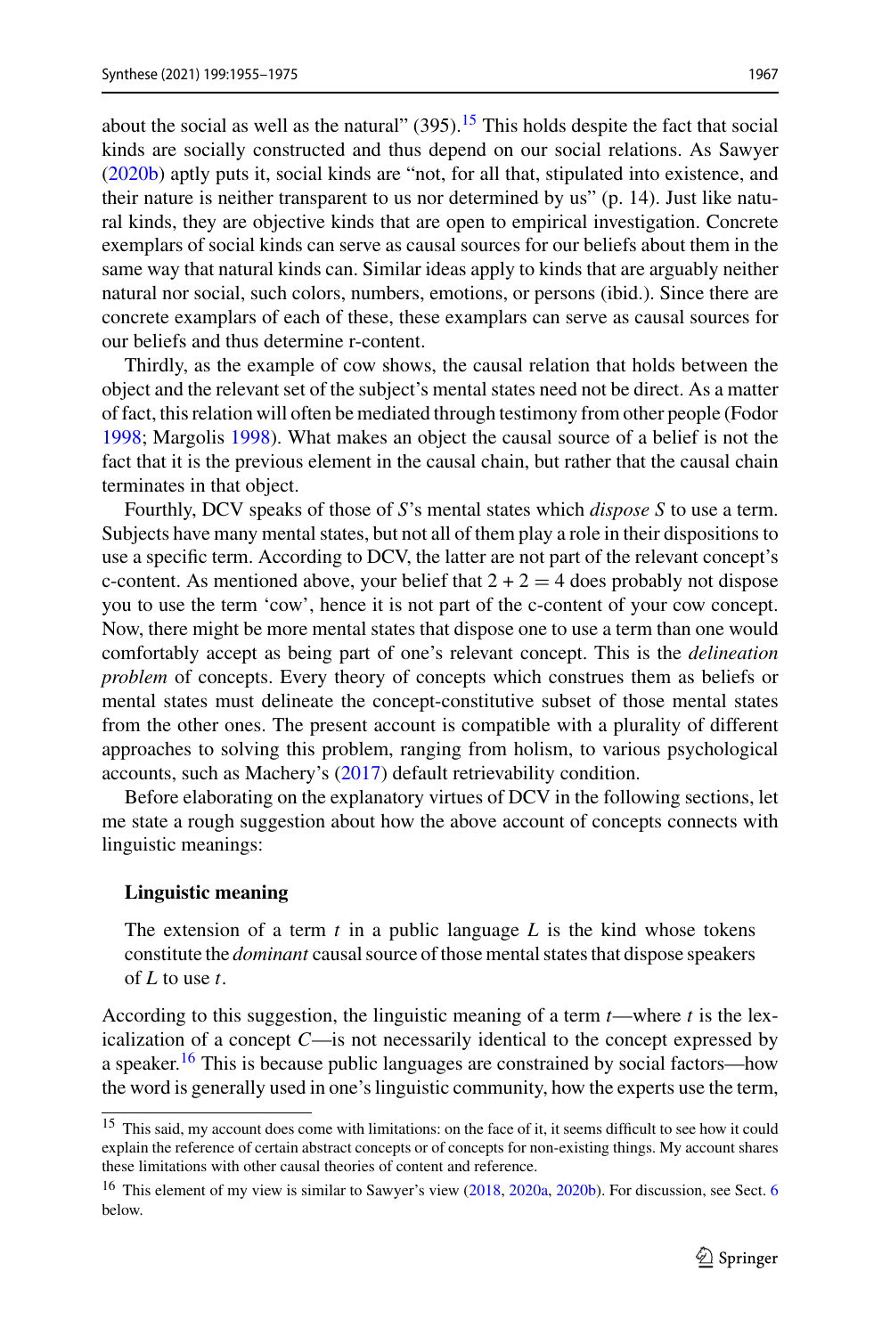about the social as well as the natural" (395).[15] This holds despite the fact that social kinds are socially constructed and thus depend on our social relations. As Sawyer (2020b) aptly puts it, social kinds are "not, for all that, stipulated into existence, and their nature is neither transparent to us nor determined by us" (p. 14). Just like natural kinds, they are objective kinds that are open to empirical investigation. Concrete exemplars of social kinds can serve as causal sources for our beliefs about them in the same way that natural kinds can. Similar ideas apply to kinds that are arguably neither natural nor social, such colors, numbers, emotions, or persons (ibid.). Since there are concrete examplars of each of these, these examplars can serve as causal sources for our beliefs and thus determine r-content.

Thirdly, as the example of cow shows, the causal relation that holds between the object and the relevant set of the subject's mental states need not be direct. As a matter of fact, this relation will often be mediated through testimony from other people (Fodor 1998; Margolis 1998). What makes an object the causal source of a belief is not the fact that it is the previous element in the causal chain, but rather that the causal chain terminates in that object.

Fourthly, DCV speaks of those of *S*'s mental states which *dispose S* to use a term. Subjects have many mental states, but not all of them play a role in their dispositions to use a specific term. According to DCV, the latter are not part of the relevant concept's c-content. As mentioned above, your belief that $2 + 2 = 4$ does probably not dispose you to use the term 'cow', hence it is not part of the c-content of your cow concept. Now, there might be more mental states that dispose one to use a term than one would comfortably accept as being part of one's relevant concept. This is the *delineation problem* of concepts. Every theory of concepts which construes them as beliefs or mental states must delineate the concept-constitutive subset of those mental states from the other ones. The present account is compatible with a plurality of different approaches to solving this problem, ranging from holism, to various psychological accounts, such as Machery's (2017) default retrievability condition.

Before elaborating on the explanatory virtues of DCV in the following sections, let me state a rough suggestion about how the above account of concepts connects with linguistic meanings:

**Linguistic meaning**

> The extension of a term *t* in a public language *L* is the kind whose tokens constitute the *dominant* causal source of those mental states that dispose speakers of *L* to use *t*.

According to this suggestion, the linguistic meaning of a term *t*—where *t* is the lexicalization of a concept *C*—is not necessarily identical to the concept expressed by a speaker.[16] This is because public languages are constrained by social factors—how the word is generally used in one's linguistic community, how the experts use the term,

[15] This said, my account does come with limitations: on the face of it, it seems difficult to see how it could explain the reference of certain abstract concepts or of concepts for non-existing things. My account shares these limitations with other causal theories of content and reference.

[16] This element of my view is similar to Sawyer's view (2018, 2020a, 2020b). For discussion, see Sect. 6 below.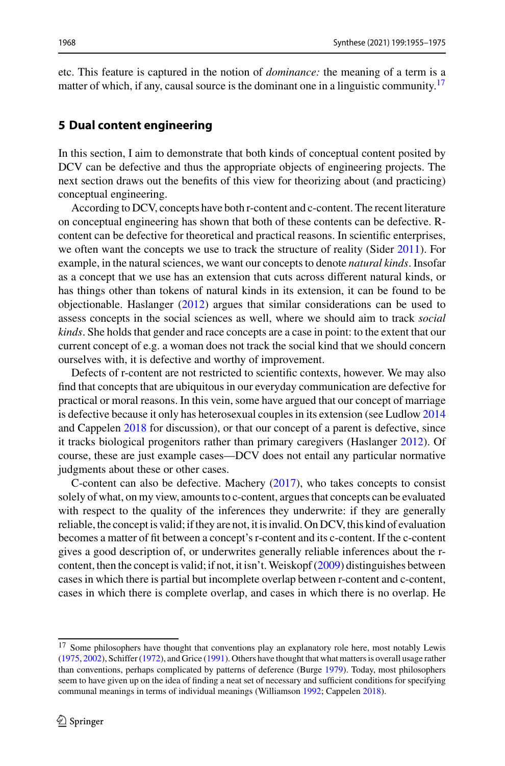etc. This feature is captured in the notion of *dominance:* the meaning of a term is a matter of which, if any, causal source is the dominant one in a linguistic community.[17]

## 5 Dual content engineering

In this section, I aim to demonstrate that both kinds of conceptual content posited by DCV can be defective and thus the appropriate objects of engineering projects. The next section draws out the benefits of this view for theorizing about (and practicing) conceptual engineering.

According to DCV, concepts have both r-content and c-content. The recent literature on conceptual engineering has shown that both of these contents can be defective. R-content can be defective for theoretical and practical reasons. In scientific enterprises, we often want the concepts we use to track the structure of reality (Sider 2011). For example, in the natural sciences, we want our concepts to denote *natural kinds*. Insofar as a concept that we use has an extension that cuts across different natural kinds, or has things other than tokens of natural kinds in its extension, it can be found to be objectionable. Haslanger (2012) argues that similar considerations can be used to assess concepts in the social sciences as well, where we should aim to track *social kinds*. She holds that gender and race concepts are a case in point: to the extent that our current concept of e.g. a woman does not track the social kind that we should concern ourselves with, it is defective and worthy of improvement.

Defects of r-content are not restricted to scientific contexts, however. We may also find that concepts that are ubiquitous in our everyday communication are defective for practical or moral reasons. In this vein, some have argued that our concept of marriage is defective because it only has heterosexual couples in its extension (see Ludlow 2014 and Cappelen 2018 for discussion), or that our concept of a parent is defective, since it tracks biological progenitors rather than primary caregivers (Haslanger 2012). Of course, these are just example cases—DCV does not entail any particular normative judgments about these or other cases.

C-content can also be defective. Machery (2017), who takes concepts to consist solely of what, on my view, amounts to c-content, argues that concepts can be evaluated with respect to the quality of the inferences they underwrite: if they are generally reliable, the concept is valid; if they are not, it is invalid. On DCV, this kind of evaluation becomes a matter of fit between a concept's r-content and its c-content. If the c-content gives a good description of, or underwrites generally reliable inferences about the r-content, then the concept is valid; if not, it isn't. Weiskopf (2009) distinguishes between cases in which there is partial but incomplete overlap between r-content and c-content, cases in which there is complete overlap, and cases in which there is no overlap. He

[17] Some philosophers have thought that conventions play an explanatory role here, most notably Lewis (1975, 2002), Schiffer (1972), and Grice (1991). Others have thought that what matters is overall usage rather than conventions, perhaps complicated by patterns of deference (Burge 1979). Today, most philosophers seem to have given up on the idea of finding a neat set of necessary and sufficient conditions for specifying communal meanings in terms of individual meanings (Williamson 1992; Cappelen 2018).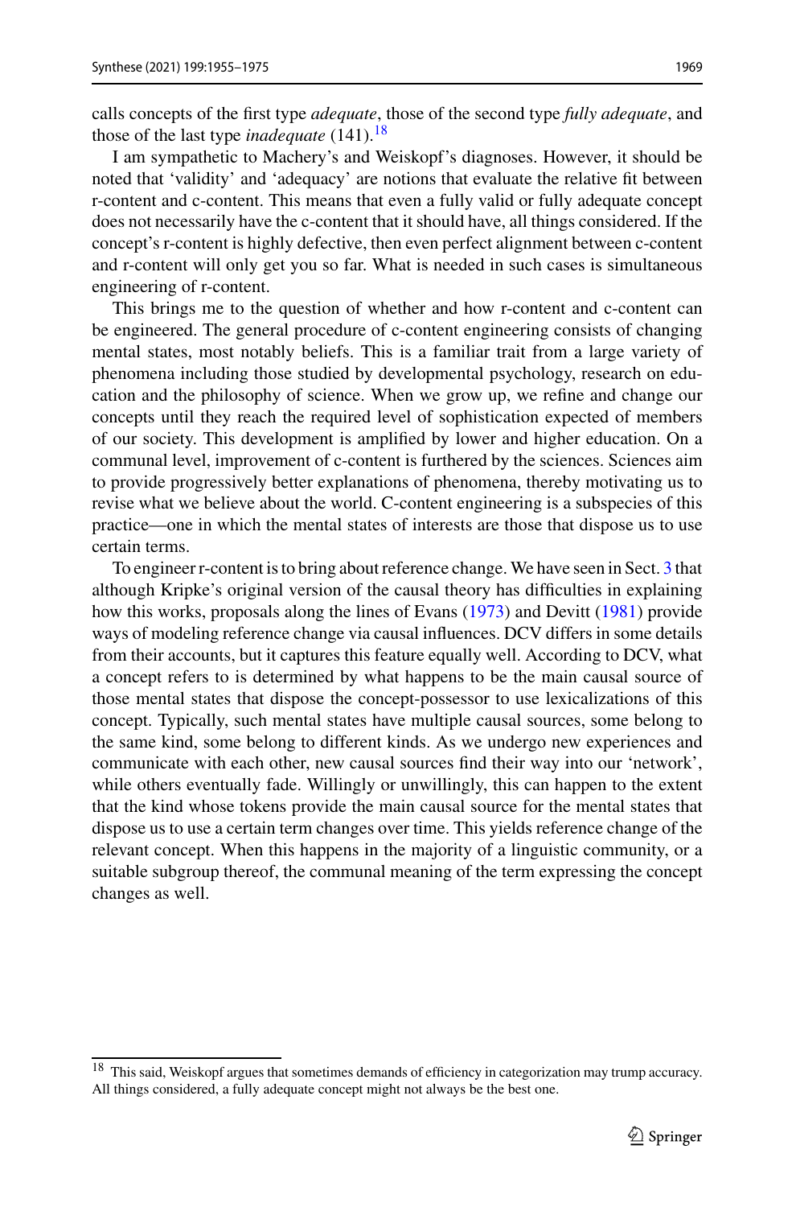calls concepts of the first type *adequate*, those of the second type *fully adequate*, and those of the last type *inadequate* (141).[18]

I am sympathetic to Machery's and Weiskopf's diagnoses. However, it should be noted that 'validity' and 'adequacy' are notions that evaluate the relative fit between r-content and c-content. This means that even a fully valid or fully adequate concept does not necessarily have the c-content that it should have, all things considered. If the concept's r-content is highly defective, then even perfect alignment between c-content and r-content will only get you so far. What is needed in such cases is simultaneous engineering of r-content.

This brings me to the question of whether and how r-content and c-content can be engineered. The general procedure of c-content engineering consists of changing mental states, most notably beliefs. This is a familiar trait from a large variety of phenomena including those studied by developmental psychology, research on education and the philosophy of science. When we grow up, we refine and change our concepts until they reach the required level of sophistication expected of members of our society. This development is amplified by lower and higher education. On a communal level, improvement of c-content is furthered by the sciences. Sciences aim to provide progressively better explanations of phenomena, thereby motivating us to revise what we believe about the world. C-content engineering is a subspecies of this practice—one in which the mental states of interests are those that dispose us to use certain terms.

To engineer r-content is to bring about reference change. We have seen in Sect. 3 that although Kripke's original version of the causal theory has difficulties in explaining how this works, proposals along the lines of Evans (1973) and Devitt (1981) provide ways of modeling reference change via causal influences. DCV differs in some details from their accounts, but it captures this feature equally well. According to DCV, what a concept refers to is determined by what happens to be the main causal source of those mental states that dispose the concept-possessor to use lexicalizations of this concept. Typically, such mental states have multiple causal sources, some belong to the same kind, some belong to different kinds. As we undergo new experiences and communicate with each other, new causal sources find their way into our 'network', while others eventually fade. Willingly or unwillingly, this can happen to the extent that the kind whose tokens provide the main causal source for the mental states that dispose us to use a certain term changes over time. This yields reference change of the relevant concept. When this happens in the majority of a linguistic community, or a suitable subgroup thereof, the communal meaning of the term expressing the concept changes as well.

---

[18] This said, Weiskopf argues that sometimes demands of efficiency in categorization may trump accuracy. All things considered, a fully adequate concept might not always be the best one.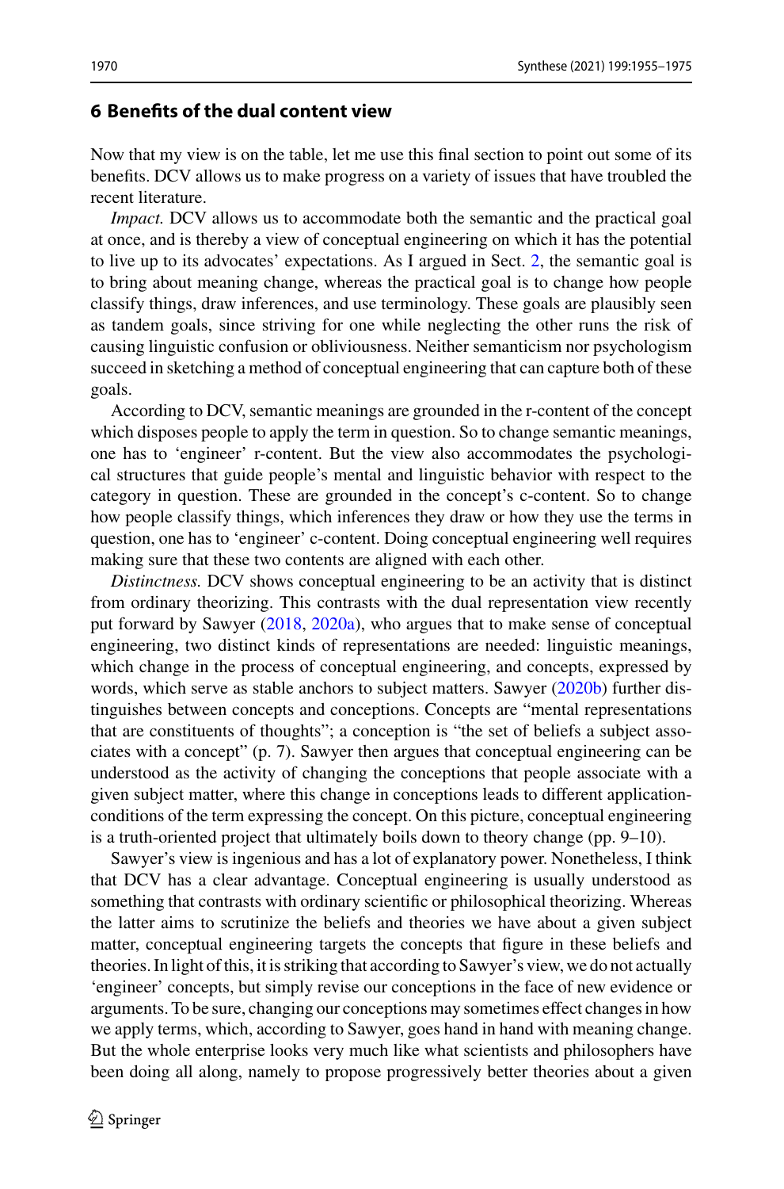## 6 Benefits of the dual content view

Now that my view is on the table, let me use this final section to point out some of its benefits. DCV allows us to make progress on a variety of issues that have troubled the recent literature.

*Impact.* DCV allows us to accommodate both the semantic and the practical goal at once, and is thereby a view of conceptual engineering on which it has the potential to live up to its advocates' expectations. As I argued in Sect. 2, the semantic goal is to bring about meaning change, whereas the practical goal is to change how people classify things, draw inferences, and use terminology. These goals are plausibly seen as tandem goals, since striving for one while neglecting the other runs the risk of causing linguistic confusion or obliviousness. Neither semanticism nor psychologism succeed in sketching a method of conceptual engineering that can capture both of these goals.

According to DCV, semantic meanings are grounded in the r-content of the concept which disposes people to apply the term in question. So to change semantic meanings, one has to 'engineer' r-content. But the view also accommodates the psychological structures that guide people's mental and linguistic behavior with respect to the category in question. These are grounded in the concept's c-content. So to change how people classify things, which inferences they draw or how they use the terms in question, one has to 'engineer' c-content. Doing conceptual engineering well requires making sure that these two contents are aligned with each other.

*Distinctness.* DCV shows conceptual engineering to be an activity that is distinct from ordinary theorizing. This contrasts with the dual representation view recently put forward by Sawyer (2018, 2020a), who argues that to make sense of conceptual engineering, two distinct kinds of representations are needed: linguistic meanings, which change in the process of conceptual engineering, and concepts, expressed by words, which serve as stable anchors to subject matters. Sawyer (2020b) further distinguishes between concepts and conceptions. Concepts are "mental representations that are constituents of thoughts"; a conception is "the set of beliefs a subject associates with a concept" (p. 7). Sawyer then argues that conceptual engineering can be understood as the activity of changing the conceptions that people associate with a given subject matter, where this change in conceptions leads to different application-conditions of the term expressing the concept. On this picture, conceptual engineering is a truth-oriented project that ultimately boils down to theory change (pp. 9–10).

Sawyer's view is ingenious and has a lot of explanatory power. Nonetheless, I think that DCV has a clear advantage. Conceptual engineering is usually understood as something that contrasts with ordinary scientific or philosophical theorizing. Whereas the latter aims to scrutinize the beliefs and theories we have about a given subject matter, conceptual engineering targets the concepts that figure in these beliefs and theories. In light of this, it is striking that according to Sawyer's view, we do not actually 'engineer' concepts, but simply revise our conceptions in the face of new evidence or arguments. To be sure, changing our conceptions may sometimes effect changes in how we apply terms, which, according to Sawyer, goes hand in hand with meaning change. But the whole enterprise looks very much like what scientists and philosophers have been doing all along, namely to propose progressively better theories about a given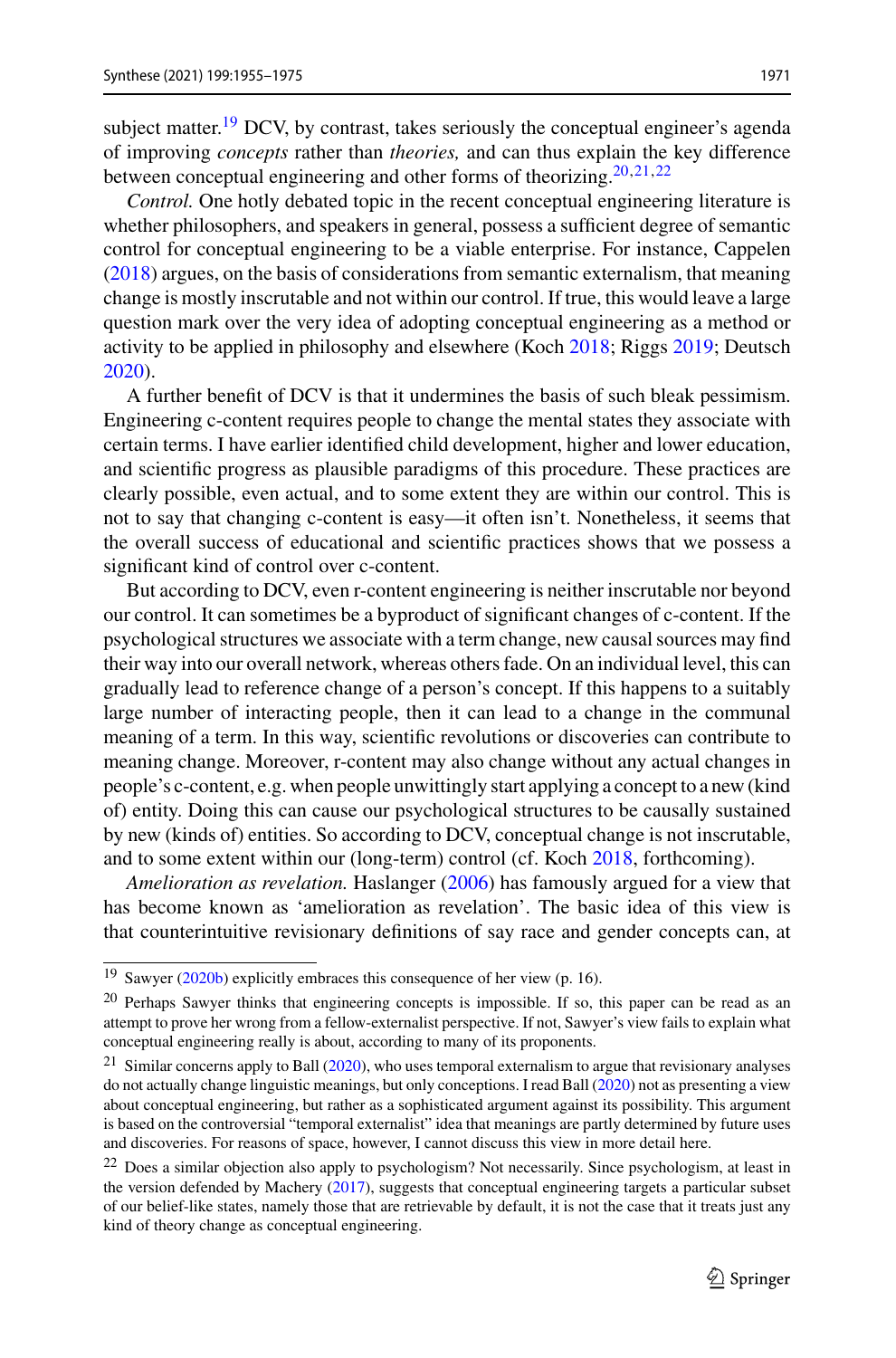subject matter.[19] DCV, by contrast, takes seriously the conceptual engineer's agenda of improving *concepts* rather than *theories,* and can thus explain the key difference between conceptual engineering and other forms of theorizing.[20,21,22]

*Control.* One hotly debated topic in the recent conceptual engineering literature is whether philosophers, and speakers in general, possess a sufficient degree of semantic control for conceptual engineering to be a viable enterprise. For instance, Cappelen (2018) argues, on the basis of considerations from semantic externalism, that meaning change is mostly inscrutable and not within our control. If true, this would leave a large question mark over the very idea of adopting conceptual engineering as a method or activity to be applied in philosophy and elsewhere (Koch 2018; Riggs 2019; Deutsch 2020).

A further benefit of DCV is that it undermines the basis of such bleak pessimism. Engineering c-content requires people to change the mental states they associate with certain terms. I have earlier identified child development, higher and lower education, and scientific progress as plausible paradigms of this procedure. These practices are clearly possible, even actual, and to some extent they are within our control. This is not to say that changing c-content is easy—it often isn't. Nonetheless, it seems that the overall success of educational and scientific practices shows that we possess a significant kind of control over c-content.

But according to DCV, even r-content engineering is neither inscrutable nor beyond our control. It can sometimes be a byproduct of significant changes of c-content. If the psychological structures we associate with a term change, new causal sources may find their way into our overall network, whereas others fade. On an individual level, this can gradually lead to reference change of a person's concept. If this happens to a suitably large number of interacting people, then it can lead to a change in the communal meaning of a term. In this way, scientific revolutions or discoveries can contribute to meaning change. Moreover, r-content may also change without any actual changes in people's c-content, e.g. when people unwittingly start applying a concept to a new (kind of) entity. Doing this can cause our psychological structures to be causally sustained by new (kinds of) entities. So according to DCV, conceptual change is not inscrutable, and to some extent within our (long-term) control (cf. Koch 2018, forthcoming).

*Amelioration as revelation.* Haslanger (2006) has famously argued for a view that has become known as 'amelioration as revelation'. The basic idea of this view is that counterintuitive revisionary definitions of say race and gender concepts can, at

---

[19] Sawyer (2020b) explicitly embraces this consequence of her view (p. 16).

[20] Perhaps Sawyer thinks that engineering concepts is impossible. If so, this paper can be read as an attempt to prove her wrong from a fellow-externalist perspective. If not, Sawyer's view fails to explain what conceptual engineering really is about, according to many of its proponents.

[21] Similar concerns apply to Ball (2020), who uses temporal externalism to argue that revisionary analyses do not actually change linguistic meanings, but only conceptions. I read Ball (2020) not as presenting a view about conceptual engineering, but rather as a sophisticated argument against its possibility. This argument is based on the controversial "temporal externalist" idea that meanings are partly determined by future uses and discoveries. For reasons of space, however, I cannot discuss this view in more detail here.

[22] Does a similar objection also apply to psychologism? Not necessarily. Since psychologism, at least in the version defended by Machery (2017), suggests that conceptual engineering targets a particular subset of our belief-like states, namely those that are retrievable by default, it is not the case that it treats just any kind of theory change as conceptual engineering.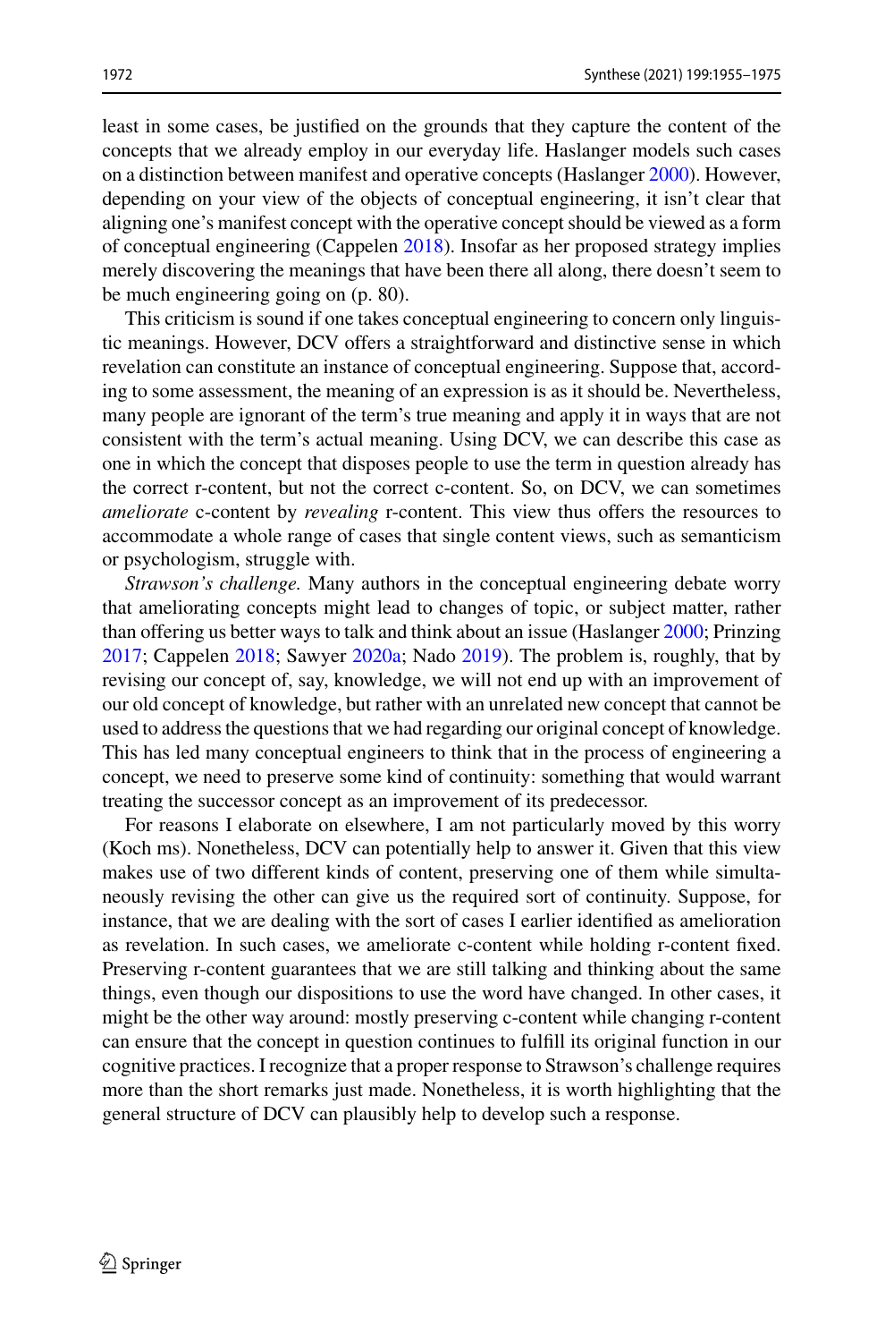least in some cases, be justified on the grounds that they capture the content of the concepts that we already employ in our everyday life. Haslanger models such cases on a distinction between manifest and operative concepts (Haslanger 2000). However, depending on your view of the objects of conceptual engineering, it isn't clear that aligning one's manifest concept with the operative concept should be viewed as a form of conceptual engineering (Cappelen 2018). Insofar as her proposed strategy implies merely discovering the meanings that have been there all along, there doesn't seem to be much engineering going on (p. 80).

This criticism is sound if one takes conceptual engineering to concern only linguistic meanings. However, DCV offers a straightforward and distinctive sense in which revelation can constitute an instance of conceptual engineering. Suppose that, according to some assessment, the meaning of an expression is as it should be. Nevertheless, many people are ignorant of the term's true meaning and apply it in ways that are not consistent with the term's actual meaning. Using DCV, we can describe this case as one in which the concept that disposes people to use the term in question already has the correct r-content, but not the correct c-content. So, on DCV, we can sometimes *ameliorate* c-content by *revealing* r-content. This view thus offers the resources to accommodate a whole range of cases that single content views, such as semanticism or psychologism, struggle with.

*Strawson's challenge.* Many authors in the conceptual engineering debate worry that ameliorating concepts might lead to changes of topic, or subject matter, rather than offering us better ways to talk and think about an issue (Haslanger 2000; Prinzing 2017; Cappelen 2018; Sawyer 2020a; Nado 2019). The problem is, roughly, that by revising our concept of, say, knowledge, we will not end up with an improvement of our old concept of knowledge, but rather with an unrelated new concept that cannot be used to address the questions that we had regarding our original concept of knowledge. This has led many conceptual engineers to think that in the process of engineering a concept, we need to preserve some kind of continuity: something that would warrant treating the successor concept as an improvement of its predecessor.

For reasons I elaborate on elsewhere, I am not particularly moved by this worry (Koch ms). Nonetheless, DCV can potentially help to answer it. Given that this view makes use of two different kinds of content, preserving one of them while simultaneously revising the other can give us the required sort of continuity. Suppose, for instance, that we are dealing with the sort of cases I earlier identified as amelioration as revelation. In such cases, we ameliorate c-content while holding r-content fixed. Preserving r-content guarantees that we are still talking and thinking about the same things, even though our dispositions to use the word have changed. In other cases, it might be the other way around: mostly preserving c-content while changing r-content can ensure that the concept in question continues to fulfill its original function in our cognitive practices. I recognize that a proper response to Strawson's challenge requires more than the short remarks just made. Nonetheless, it is worth highlighting that the general structure of DCV can plausibly help to develop such a response.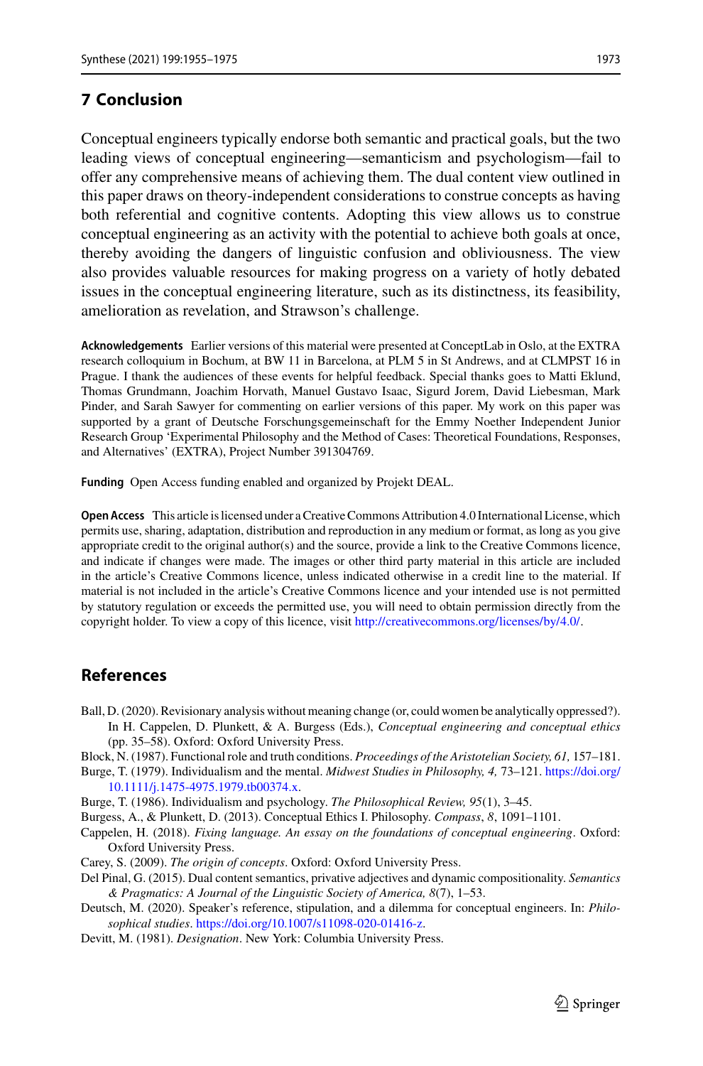## 7 Conclusion

Conceptual engineers typically endorse both semantic and practical goals, but the two leading views of conceptual engineering—semanticism and psychologism—fail to offer any comprehensive means of achieving them. The dual content view outlined in this paper draws on theory-independent considerations to construe concepts as having both referential and cognitive contents. Adopting this view allows us to construe conceptual engineering as an activity with the potential to achieve both goals at once, thereby avoiding the dangers of linguistic confusion and obliviousness. The view also provides valuable resources for making progress on a variety of hotly debated issues in the conceptual engineering literature, such as its distinctness, its feasibility, amelioration as revelation, and Strawson's challenge.

**Acknowledgements** Earlier versions of this material were presented at ConceptLab in Oslo, at the EXTRA research colloquium in Bochum, at BW 11 in Barcelona, at PLM 5 in St Andrews, and at CLMPST 16 in Prague. I thank the audiences of these events for helpful feedback. Special thanks goes to Matti Eklund, Thomas Grundmann, Joachim Horvath, Manuel Gustavo Isaac, Sigurd Jorem, David Liebesman, Mark Pinder, and Sarah Sawyer for commenting on earlier versions of this paper. My work on this paper was supported by a grant of Deutsche Forschungsgemeinschaft for the Emmy Noether Independent Junior Research Group 'Experimental Philosophy and the Method of Cases: Theoretical Foundations, Responses, and Alternatives' (EXTRA), Project Number 391304769.

**Funding** Open Access funding enabled and organized by Projekt DEAL.

**Open Access** This article is licensed under a Creative Commons Attribution 4.0 International License, which permits use, sharing, adaptation, distribution and reproduction in any medium or format, as long as you give appropriate credit to the original author(s) and the source, provide a link to the Creative Commons licence, and indicate if changes were made. The images or other third party material in this article are included in the article's Creative Commons licence, unless indicated otherwise in a credit line to the material. If material is not included in the article's Creative Commons licence and your intended use is not permitted by statutory regulation or exceeds the permitted use, you will need to obtain permission directly from the copyright holder. To view a copy of this licence, visit http://creativecommons.org/licenses/by/4.0/.

## References

Ball, D. (2020). Revisionary analysis without meaning change (or, could women be analytically oppressed?). In H. Cappelen, D. Plunkett, & A. Burgess (Eds.), *Conceptual engineering and conceptual ethics* (pp. 35–58). Oxford: Oxford University Press.

Block, N. (1987). Functional role and truth conditions. *Proceedings of the Aristotelian Society, 61,* 157–181.

Burge, T. (1979). Individualism and the mental. *Midwest Studies in Philosophy, 4,* 73–121. https://doi.org/10.1111/j.1475-4975.1979.tb00374.x.

Burge, T. (1986). Individualism and psychology. *The Philosophical Review, 95*(1), 3–45.

Burgess, A., & Plunkett, D. (2013). Conceptual Ethics I. Philosophy. *Compass*, *8*, 1091–1101.

Cappelen, H. (2018). *Fixing language. An essay on the foundations of conceptual engineering*. Oxford: Oxford University Press.

Carey, S. (2009). *The origin of concepts*. Oxford: Oxford University Press.

Del Pinal, G. (2015). Dual content semantics, privative adjectives and dynamic compositionality. *Semantics & Pragmatics: A Journal of the Linguistic Society of America, 8*(7), 1–53.

Deutsch, M. (2020). Speaker's reference, stipulation, and a dilemma for conceptual engineers. In: *Philosophical studies*. https://doi.org/10.1007/s11098-020-01416-z.

Devitt, M. (1981). *Designation*. New York: Columbia University Press.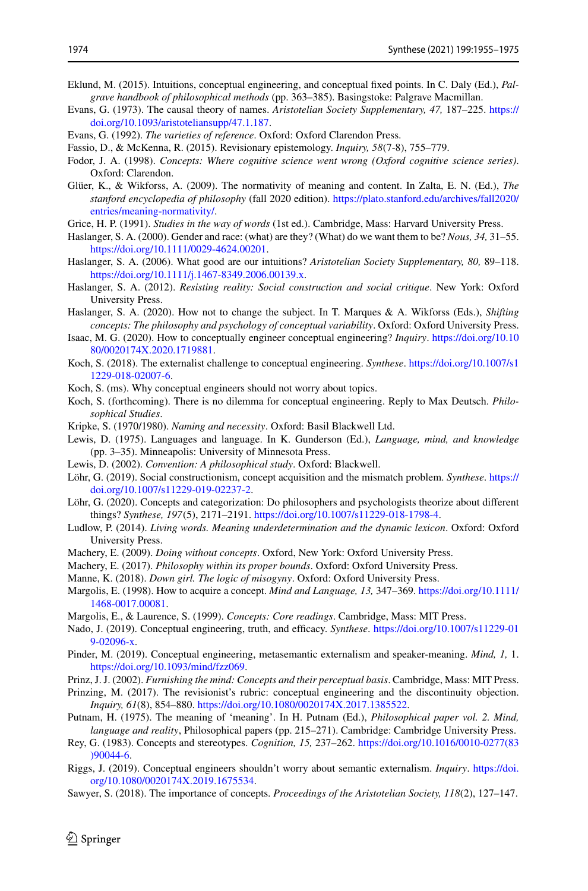Eklund, M. (2015). Intuitions, conceptual engineering, and conceptual fixed points. In C. Daly (Ed.), *Palgrave handbook of philosophical methods* (pp. 363–385). Basingstoke: Palgrave Macmillan.

Evans, G. (1973). The causal theory of names. *Aristotelian Society Supplementary, 47,* 187–225. https://doi.org/10.1093/aristoteliansupp/47.1.187.

Evans, G. (1992). *The varieties of reference*. Oxford: Oxford Clarendon Press.

Fassio, D., & McKenna, R. (2015). Revisionary epistemology. *Inquiry, 58*(7-8), 755–779.

Fodor, J. A. (1998). *Concepts: Where cognitive science went wrong (Oxford cognitive science series)*. Oxford: Clarendon.

Glüer, K., & Wikforss, A. (2009). The normativity of meaning and content. In Zalta, E. N. (Ed.), *The stanford encyclopedia of philosophy* (fall 2020 edition). https://plato.stanford.edu/archives/fall2020/entries/meaning-normativity/.

Grice, H. P. (1991). *Studies in the way of words* (1st ed.). Cambridge, Mass: Harvard University Press.

Haslanger, S. A. (2000). Gender and race: (what) are they? (What) do we want them to be? *Nous, 34,* 31–55. https://doi.org/10.1111/0029-4624.00201.

Haslanger, S. A. (2006). What good are our intuitions? *Aristotelian Society Supplementary, 80,* 89–118. https://doi.org/10.1111/j.1467-8349.2006.00139.x.

Haslanger, S. A. (2012). *Resisting reality: Social construction and social critique*. New York: Oxford University Press.

Haslanger, S. A. (2020). How not to change the subject. In T. Marques & A. Wikforss (Eds.), *Shifting concepts: The philosophy and psychology of conceptual variability*. Oxford: Oxford University Press.

Isaac, M. G. (2020). How to conceptually engineer conceptual engineering? *Inquiry*. https://doi.org/10.1080/0020174X.2020.1719881.

Koch, S. (2018). The externalist challenge to conceptual engineering. *Synthese*. https://doi.org/10.1007/s11229-018-02007-6.

Koch, S. (ms). Why conceptual engineers should not worry about topics.

Koch, S. (forthcoming). There is no dilemma for conceptual engineering. Reply to Max Deutsch. *Philosophical Studies*.

Kripke, S. (1970/1980). *Naming and necessity*. Oxford: Basil Blackwell Ltd.

Lewis, D. (1975). Languages and language. In K. Gunderson (Ed.), *Language, mind, and knowledge* (pp. 3–35). Minneapolis: University of Minnesota Press.

Lewis, D. (2002). *Convention: A philosophical study*. Oxford: Blackwell.

Löhr, G. (2019). Social constructionism, concept acquisition and the mismatch problem. *Synthese*. https://doi.org/10.1007/s11229-019-02237-2.

Löhr, G. (2020). Concepts and categorization: Do philosophers and psychologists theorize about different things? *Synthese, 197*(5), 2171–2191. https://doi.org/10.1007/s11229-018-1798-4.

Ludlow, P. (2014). *Living words. Meaning underdetermination and the dynamic lexicon*. Oxford: Oxford University Press.

Machery, E. (2009). *Doing without concepts*. Oxford, New York: Oxford University Press.

Machery, E. (2017). *Philosophy within its proper bounds*. Oxford: Oxford University Press.

Manne, K. (2018). *Down girl. The logic of misogyny*. Oxford: Oxford University Press.

Margolis, E. (1998). How to acquire a concept. *Mind and Language, 13,* 347–369. https://doi.org/10.1111/1468-0017.00081.

Margolis, E., & Laurence, S. (1999). *Concepts: Core readings*. Cambridge, Mass: MIT Press.

Nado, J. (2019). Conceptual engineering, truth, and efficacy. *Synthese*. https://doi.org/10.1007/s11229-019-02096-x.

Pinder, M. (2019). Conceptual engineering, metasemantic externalism and speaker-meaning. *Mind, 1,* 1. https://doi.org/10.1093/mind/fzz069.

Prinz, J. J. (2002). *Furnishing the mind: Concepts and their perceptual basis*. Cambridge, Mass: MIT Press.

Prinzing, M. (2017). The revisionist's rubric: conceptual engineering and the discontinuity objection. *Inquiry, 61*(8), 854–880. https://doi.org/10.1080/0020174X.2017.1385522.

Putnam, H. (1975). The meaning of 'meaning'. In H. Putnam (Ed.), *Philosophical paper vol. 2. Mind, language and reality*, Philosophical papers (pp. 215–271). Cambridge: Cambridge University Press.

Rey, G. (1983). Concepts and stereotypes. *Cognition, 15,* 237–262. https://doi.org/10.1016/0010-0277(83)90044-6.

Riggs, J. (2019). Conceptual engineers shouldn't worry about semantic externalism. *Inquiry*. https://doi.org/10.1080/0020174X.2019.1675534.

Sawyer, S. (2018). The importance of concepts. *Proceedings of the Aristotelian Society, 118*(2), 127–147.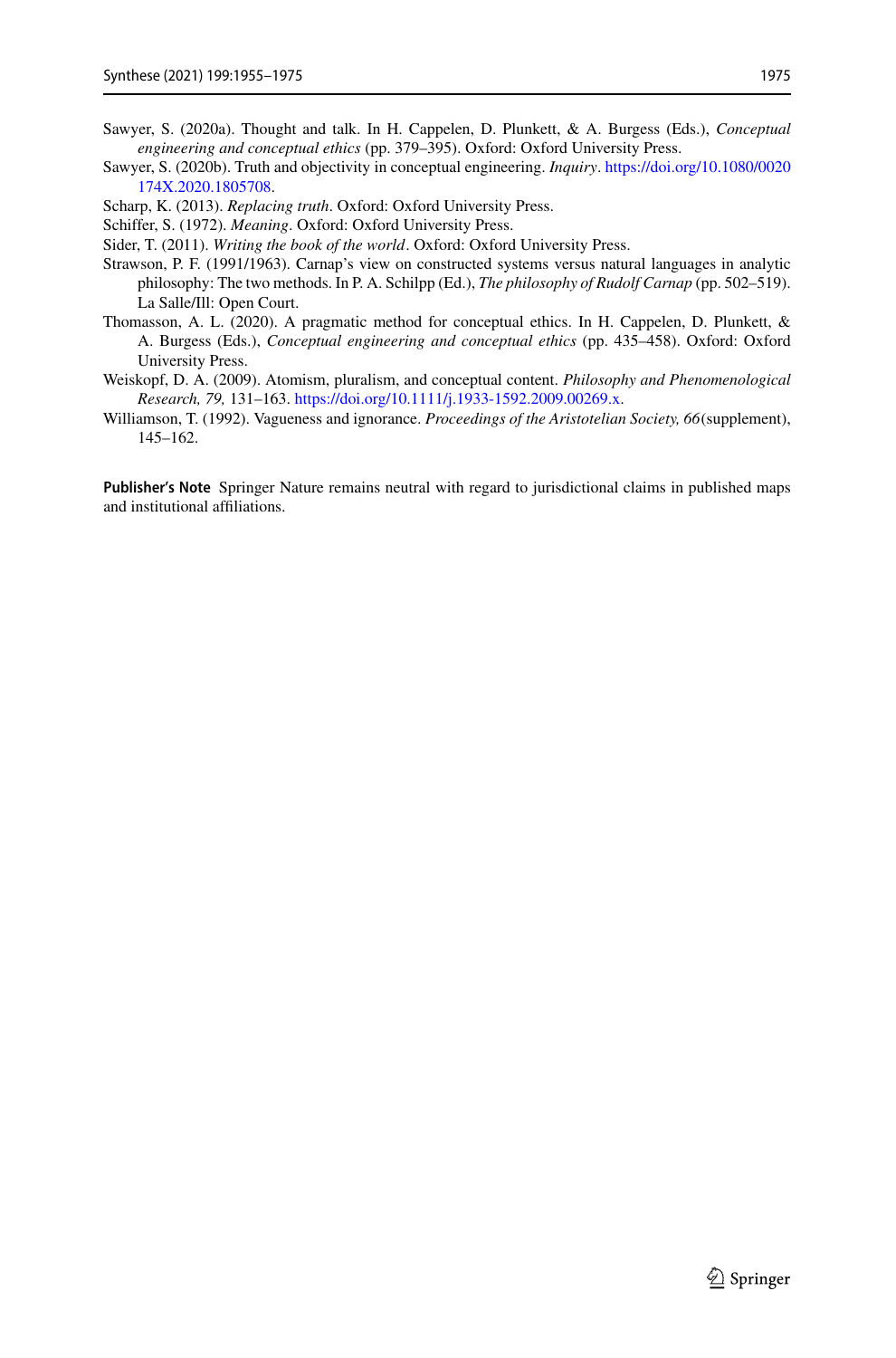Sawyer, S. (2020a). Thought and talk. In H. Cappelen, D. Plunkett, & A. Burgess (Eds.), *Conceptual engineering and conceptual ethics* (pp. 379–395). Oxford: Oxford University Press.

Sawyer, S. (2020b). Truth and objectivity in conceptual engineering. *Inquiry*. https://doi.org/10.1080/0020174X.2020.1805708.

Scharp, K. (2013). *Replacing truth*. Oxford: Oxford University Press.

Schiffer, S. (1972). *Meaning*. Oxford: Oxford University Press.

Sider, T. (2011). *Writing the book of the world*. Oxford: Oxford University Press.

Strawson, P. F. (1991/1963). Carnap's view on constructed systems versus natural languages in analytic philosophy: The two methods. In P. A. Schilpp (Ed.), *The philosophy of Rudolf Carnap* (pp. 502–519). La Salle/Ill: Open Court.

Thomasson, A. L. (2020). A pragmatic method for conceptual ethics. In H. Cappelen, D. Plunkett, & A. Burgess (Eds.), *Conceptual engineering and conceptual ethics* (pp. 435–458). Oxford: Oxford University Press.

Weiskopf, D. A. (2009). Atomism, pluralism, and conceptual content. *Philosophy and Phenomenological Research, 79,* 131–163. https://doi.org/10.1111/j.1933-1592.2009.00269.x.

Williamson, T. (1992). Vagueness and ignorance. *Proceedings of the Aristotelian Society, 66*(supplement), 145–162.

**Publisher's Note** Springer Nature remains neutral with regard to jurisdictional claims in published maps and institutional affiliations.